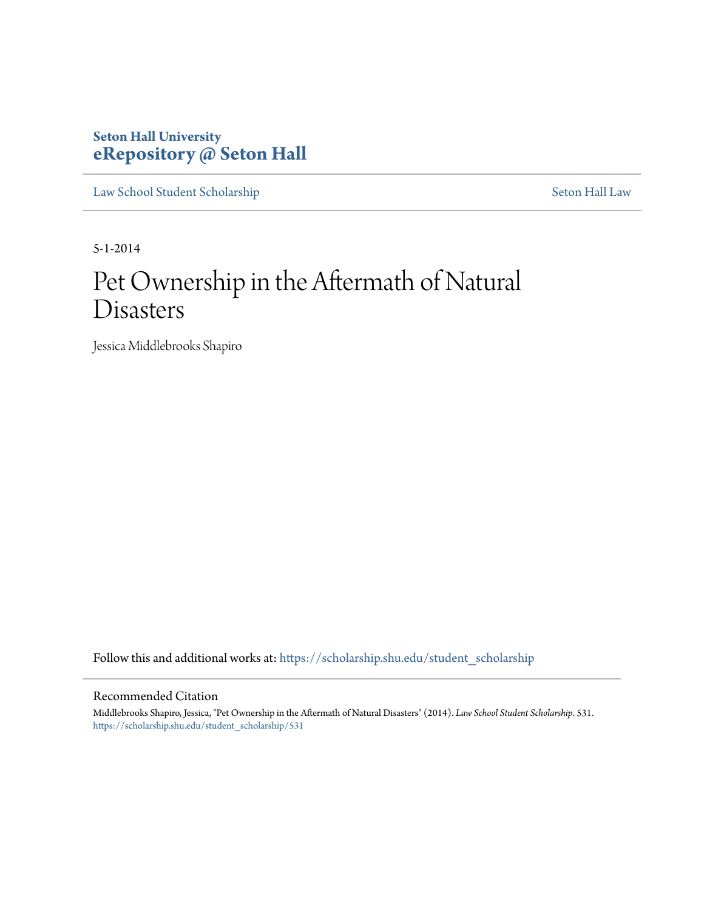Seton Hall University
**eRepository @ Seton Hall**

Law School Student Scholarship | Seton Hall Law

5-1-2014

# Pet Ownership in the Aftermath of Natural Disasters

Jessica Middlebrooks Shapiro

Follow this and additional works at: https://scholarship.shu.edu/student_scholarship

## Recommended Citation

Middlebrooks Shapiro, Jessica, "Pet Ownership in the Aftermath of Natural Disasters" (2014). *Law School Student Scholarship*. 531.
https://scholarship.shu.edu/student_scholarship/531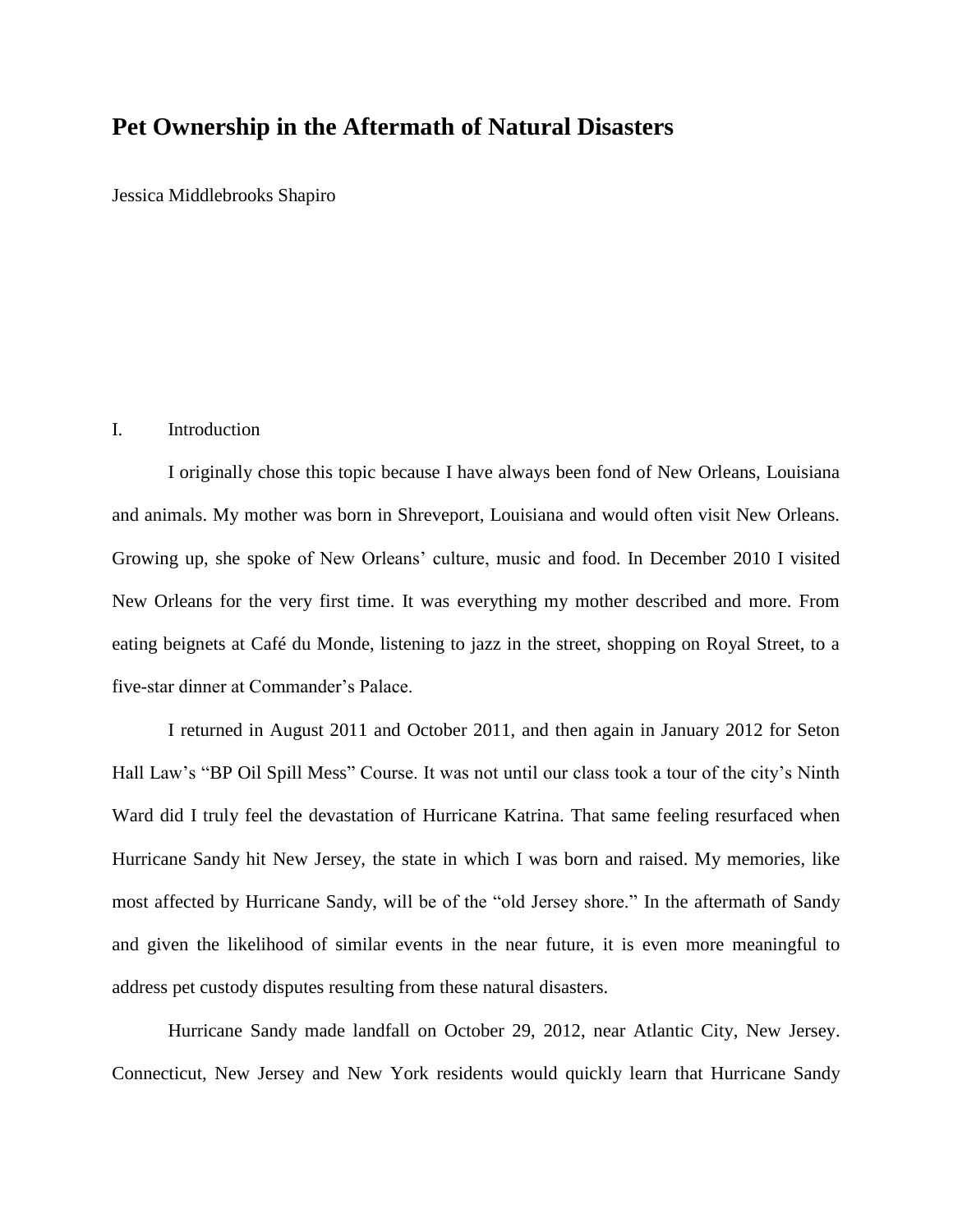# Pet Ownership in the Aftermath of Natural Disasters

Jessica Middlebrooks Shapiro

## I. Introduction

I originally chose this topic because I have always been fond of New Orleans, Louisiana and animals. My mother was born in Shreveport, Louisiana and would often visit New Orleans. Growing up, she spoke of New Orleans' culture, music and food. In December 2010 I visited New Orleans for the very first time. It was everything my mother described and more. From eating beignets at Café du Monde, listening to jazz in the street, shopping on Royal Street, to a five-star dinner at Commander's Palace.

I returned in August 2011 and October 2011, and then again in January 2012 for Seton Hall Law's "BP Oil Spill Mess" Course. It was not until our class took a tour of the city's Ninth Ward did I truly feel the devastation of Hurricane Katrina. That same feeling resurfaced when Hurricane Sandy hit New Jersey, the state in which I was born and raised. My memories, like most affected by Hurricane Sandy, will be of the "old Jersey shore." In the aftermath of Sandy and given the likelihood of similar events in the near future, it is even more meaningful to address pet custody disputes resulting from these natural disasters.

Hurricane Sandy made landfall on October 29, 2012, near Atlantic City, New Jersey. Connecticut, New Jersey and New York residents would quickly learn that Hurricane Sandy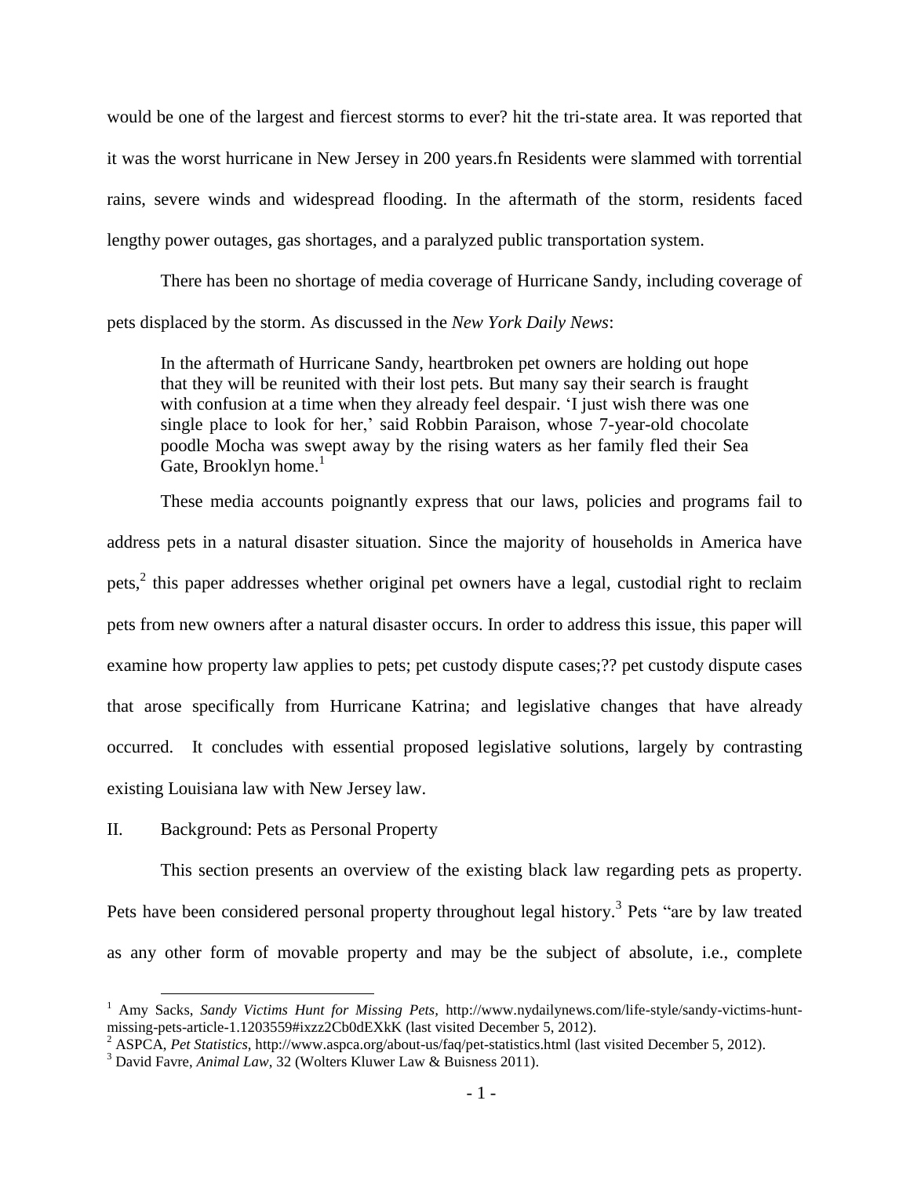would be one of the largest and fiercest storms to ever? hit the tri-state area. It was reported that it was the worst hurricane in New Jersey in 200 years.fn Residents were slammed with torrential rains, severe winds and widespread flooding. In the aftermath of the storm, residents faced lengthy power outages, gas shortages, and a paralyzed public transportation system.

There has been no shortage of media coverage of Hurricane Sandy, including coverage of pets displaced by the storm. As discussed in the *New York Daily News*:

> In the aftermath of Hurricane Sandy, heartbroken pet owners are holding out hope that they will be reunited with their lost pets. But many say their search is fraught with confusion at a time when they already feel despair. 'I just wish there was one single place to look for her,' said Robbin Paraison, whose 7-year-old chocolate poodle Mocha was swept away by the rising waters as her family fled their Sea Gate, Brooklyn home.[1]

These media accounts poignantly express that our laws, policies and programs fail to address pets in a natural disaster situation. Since the majority of households in America have pets,[2] this paper addresses whether original pet owners have a legal, custodial right to reclaim pets from new owners after a natural disaster occurs. In order to address this issue, this paper will examine how property law applies to pets; pet custody dispute cases;?? pet custody dispute cases that arose specifically from Hurricane Katrina; and legislative changes that have already occurred. It concludes with essential proposed legislative solutions, largely by contrasting existing Louisiana law with New Jersey law.

## II. Background: Pets as Personal Property

This section presents an overview of the existing black law regarding pets as property. Pets have been considered personal property throughout legal history.[3] Pets "are by law treated as any other form of movable property and may be the subject of absolute, i.e., complete

---

[1] Amy Sacks, *Sandy Victims Hunt for Missing Pets*, http://www.nydailynews.com/life-style/sandy-victims-hunt-missing-pets-article-1.1203559#ixzz2Cb0dEXkK (last visited December 5, 2012).

[2] ASPCA, *Pet Statistics*, http://www.aspca.org/about-us/faq/pet-statistics.html (last visited December 5, 2012).

[3] David Favre, *Animal Law*, 32 (Wolters Kluwer Law & Buisness 2011).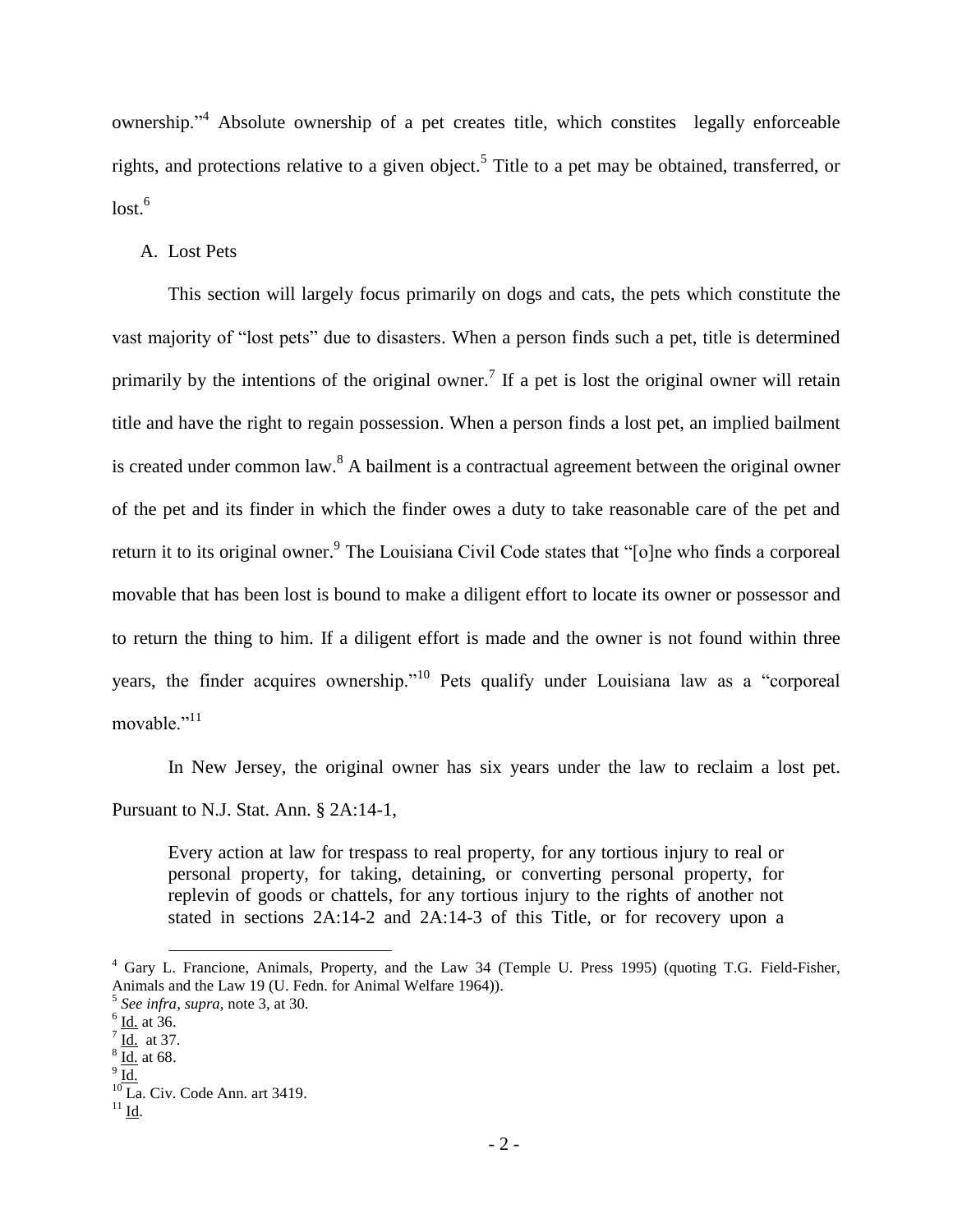ownership."[4] Absolute ownership of a pet creates title, which constites legally enforceable rights, and protections relative to a given object.[5] Title to a pet may be obtained, transferred, or lost.[6]

A. Lost Pets

This section will largely focus primarily on dogs and cats, the pets which constitute the vast majority of "lost pets" due to disasters. When a person finds such a pet, title is determined primarily by the intentions of the original owner.[7] If a pet is lost the original owner will retain title and have the right to regain possession. When a person finds a lost pet, an implied bailment is created under common law.[8] A bailment is a contractual agreement between the original owner of the pet and its finder in which the finder owes a duty to take reasonable care of the pet and return it to its original owner.[9] The Louisiana Civil Code states that "[o]ne who finds a corporeal movable that has been lost is bound to make a diligent effort to locate its owner or possessor and to return the thing to him. If a diligent effort is made and the owner is not found within three years, the finder acquires ownership."[10] Pets qualify under Louisiana law as a "corporeal movable."[11]

In New Jersey, the original owner has six years under the law to reclaim a lost pet. Pursuant to N.J. Stat. Ann. § 2A:14-1,

> Every action at law for trespass to real property, for any tortious injury to real or personal property, for taking, detaining, or converting personal property, for replevin of goods or chattels, for any tortious injury to the rights of another not stated in sections 2A:14-2 and 2A:14-3 of this Title, or for recovery upon a

---

[4] Gary L. Francione, Animals, Property, and the Law 34 (Temple U. Press 1995) (quoting T.G. Field-Fisher, Animals and the Law 19 (U. Fedn. for Animal Welfare 1964)).

[5] *See infra*, *supra*, note 3, at 30.

[6] Id. at 36.

[7] Id. at 37.

[8] Id. at 68.

[9] Id.

[10] La. Civ. Code Ann. art 3419.

[11] Id.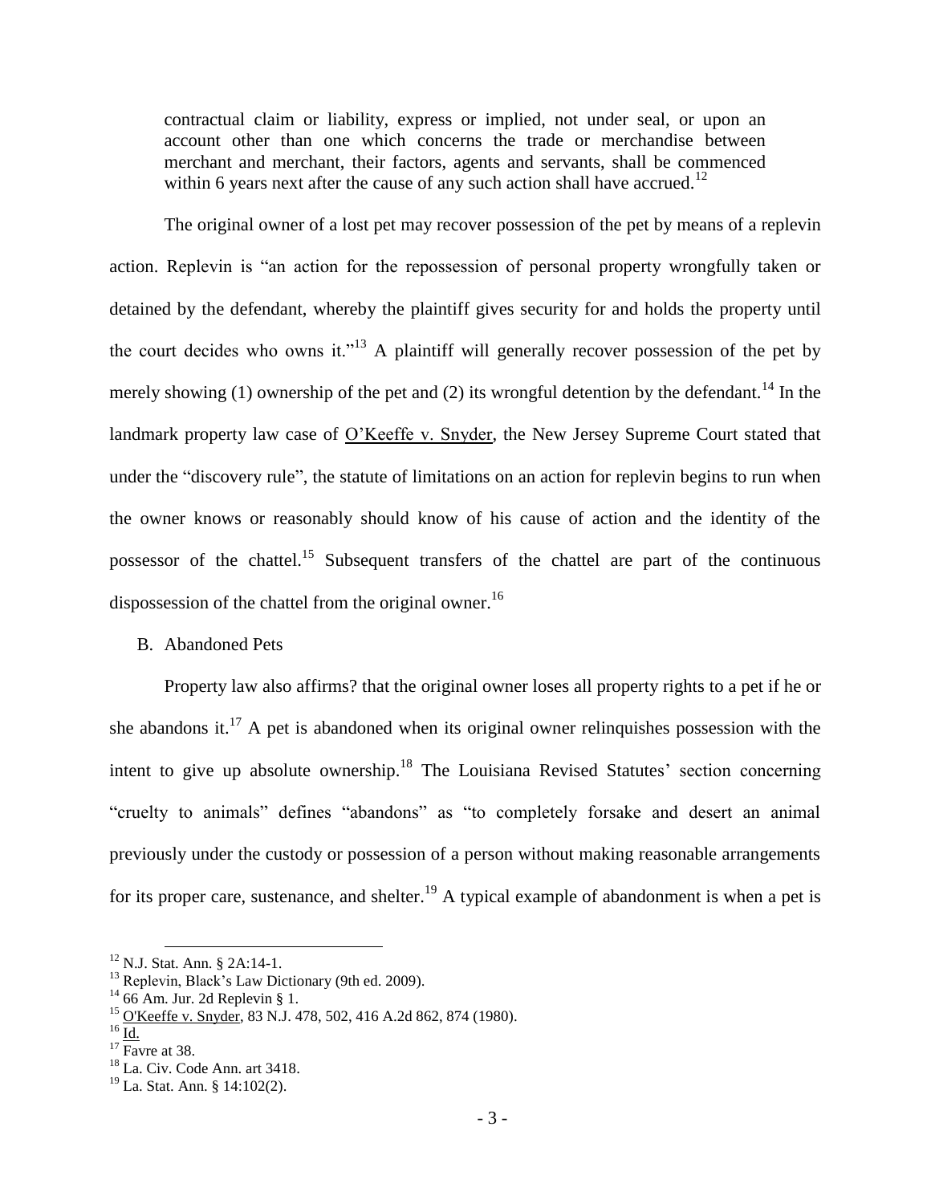contractual claim or liability, express or implied, not under seal, or upon an account other than one which concerns the trade or merchandise between merchant and merchant, their factors, agents and servants, shall be commenced within 6 years next after the cause of any such action shall have accrued.[12]

The original owner of a lost pet may recover possession of the pet by means of a replevin action. Replevin is "an action for the repossession of personal property wrongfully taken or detained by the defendant, whereby the plaintiff gives security for and holds the property until the court decides who owns it."[13] A plaintiff will generally recover possession of the pet by merely showing (1) ownership of the pet and (2) its wrongful detention by the defendant.[14] In the landmark property law case of O'Keeffe v. Snyder, the New Jersey Supreme Court stated that under the "discovery rule", the statute of limitations on an action for replevin begins to run when the owner knows or reasonably should know of his cause of action and the identity of the possessor of the chattel.[15] Subsequent transfers of the chattel are part of the continuous dispossession of the chattel from the original owner.[16]

B. Abandoned Pets

Property law also affirms? that the original owner loses all property rights to a pet if he or she abandons it.[17] A pet is abandoned when its original owner relinquishes possession with the intent to give up absolute ownership.[18] The Louisiana Revised Statutes' section concerning "cruelty to animals" defines "abandons" as "to completely forsake and desert an animal previously under the custody or possession of a person without making reasonable arrangements for its proper care, sustenance, and shelter.[19] A typical example of abandonment is when a pet is

---

[12] N.J. Stat. Ann. § 2A:14-1.

[13] Replevin, Black's Law Dictionary (9th ed. 2009).

[14] 66 Am. Jur. 2d Replevin § 1.

[15] O'Keeffe v. Snyder, 83 N.J. 478, 502, 416 A.2d 862, 874 (1980).

[16] Id.

[17] Favre at 38.

[18] La. Civ. Code Ann. art 3418.

[19] La. Stat. Ann. § 14:102(2).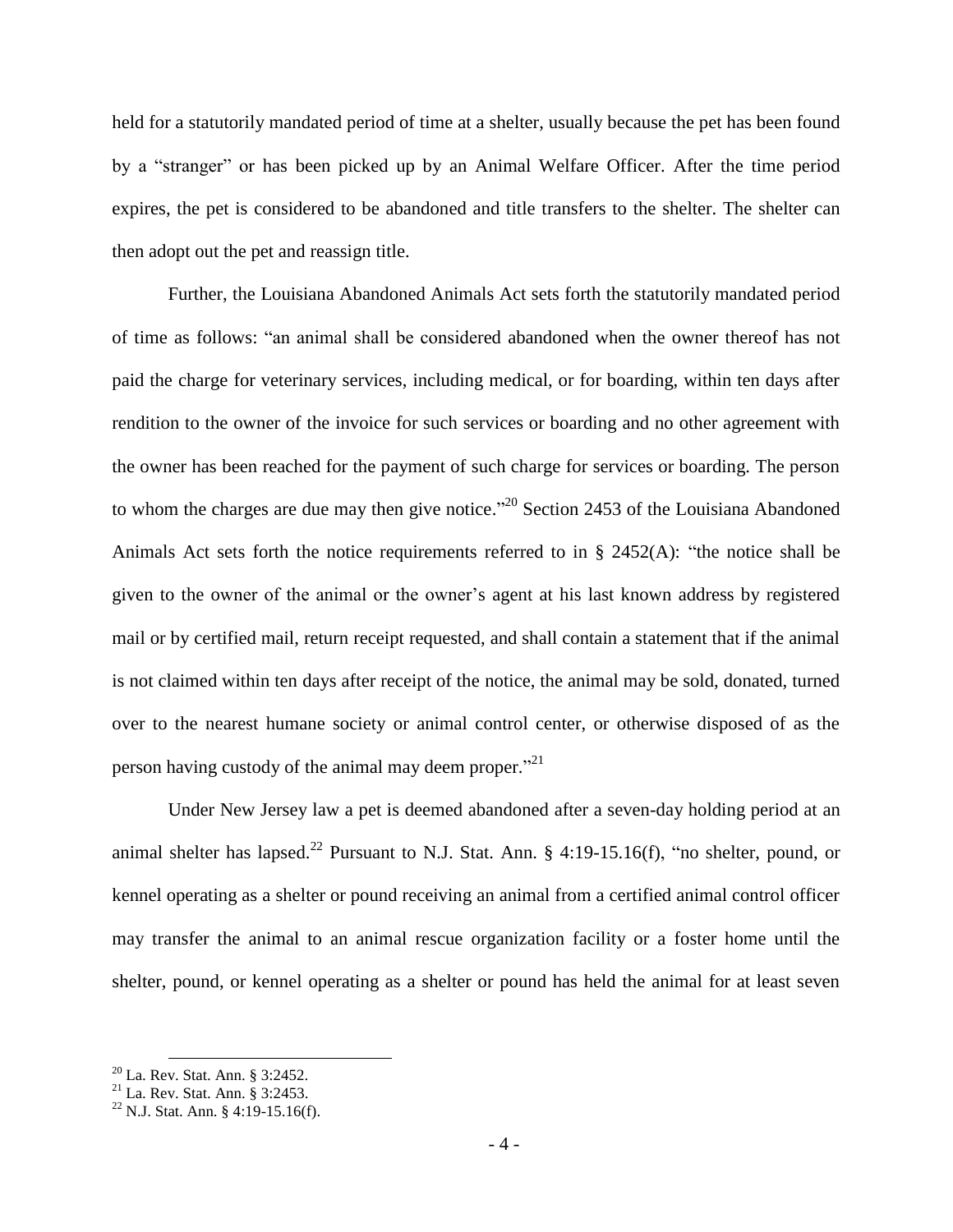held for a statutorily mandated period of time at a shelter, usually because the pet has been found by a "stranger" or has been picked up by an Animal Welfare Officer. After the time period expires, the pet is considered to be abandoned and title transfers to the shelter. The shelter can then adopt out the pet and reassign title.

Further, the Louisiana Abandoned Animals Act sets forth the statutorily mandated period of time as follows: "an animal shall be considered abandoned when the owner thereof has not paid the charge for veterinary services, including medical, or for boarding, within ten days after rendition to the owner of the invoice for such services or boarding and no other agreement with the owner has been reached for the payment of such charge for services or boarding. The person to whom the charges are due may then give notice."[20] Section 2453 of the Louisiana Abandoned Animals Act sets forth the notice requirements referred to in § 2452(A): "the notice shall be given to the owner of the animal or the owner's agent at his last known address by registered mail or by certified mail, return receipt requested, and shall contain a statement that if the animal is not claimed within ten days after receipt of the notice, the animal may be sold, donated, turned over to the nearest humane society or animal control center, or otherwise disposed of as the person having custody of the animal may deem proper."[21]

Under New Jersey law a pet is deemed abandoned after a seven-day holding period at an animal shelter has lapsed.[22] Pursuant to N.J. Stat. Ann. § 4:19-15.16(f), "no shelter, pound, or kennel operating as a shelter or pound receiving an animal from a certified animal control officer may transfer the animal to an animal rescue organization facility or a foster home until the shelter, pound, or kennel operating as a shelter or pound has held the animal for at least seven

[20] La. Rev. Stat. Ann. § 3:2452.

[21] La. Rev. Stat. Ann. § 3:2453.

[22] N.J. Stat. Ann. § 4:19-15.16(f).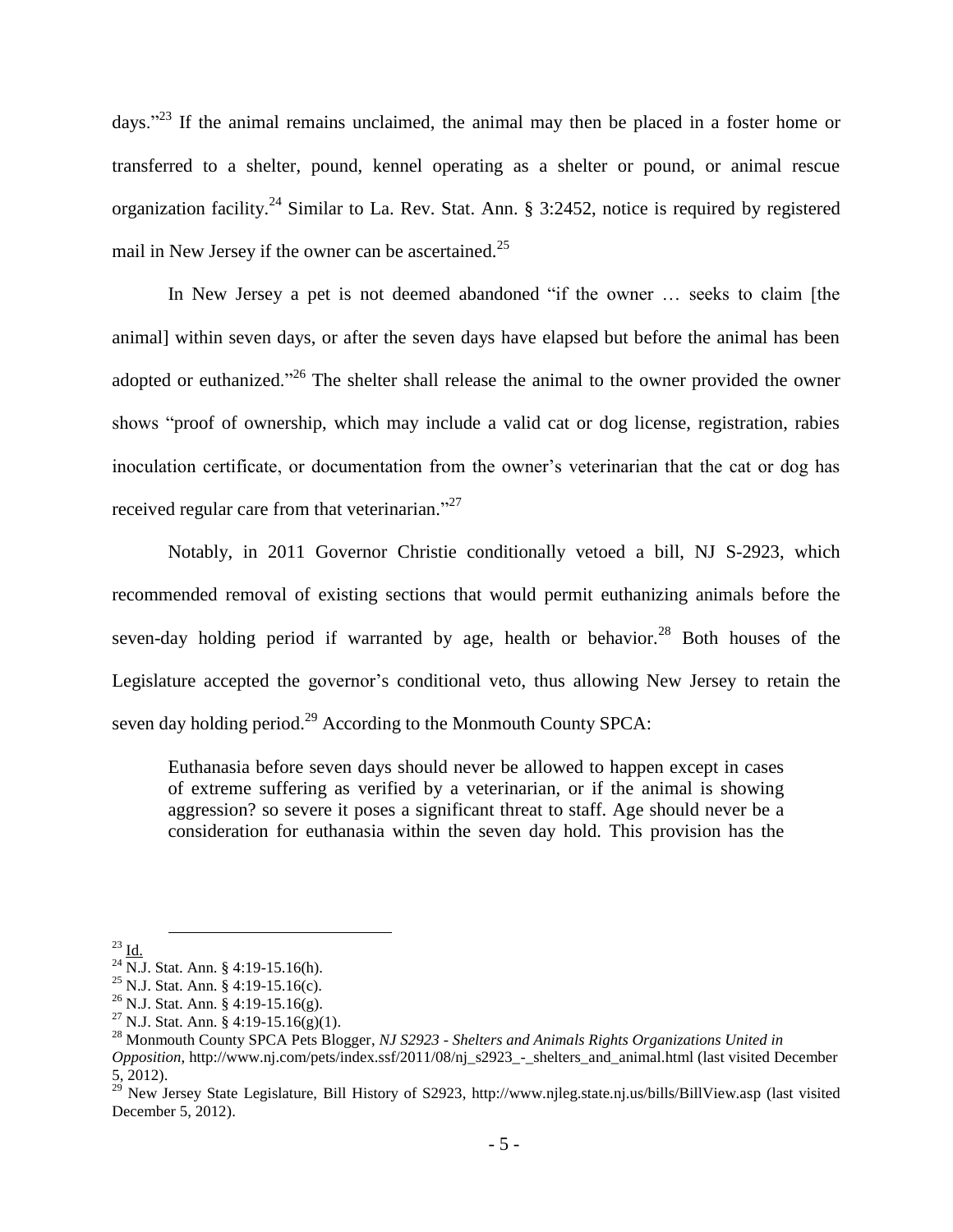days."[23] If the animal remains unclaimed, the animal may then be placed in a foster home or transferred to a shelter, pound, kennel operating as a shelter or pound, or animal rescue organization facility.[24] Similar to La. Rev. Stat. Ann. § 3:2452, notice is required by registered mail in New Jersey if the owner can be ascertained.[25]

In New Jersey a pet is not deemed abandoned "if the owner … seeks to claim [the animal] within seven days, or after the seven days have elapsed but before the animal has been adopted or euthanized."[26] The shelter shall release the animal to the owner provided the owner shows "proof of ownership, which may include a valid cat or dog license, registration, rabies inoculation certificate, or documentation from the owner's veterinarian that the cat or dog has received regular care from that veterinarian."[27]

Notably, in 2011 Governor Christie conditionally vetoed a bill, NJ S-2923, which recommended removal of existing sections that would permit euthanizing animals before the seven-day holding period if warranted by age, health or behavior.[28] Both houses of the Legislature accepted the governor's conditional veto, thus allowing New Jersey to retain the seven day holding period.[29] According to the Monmouth County SPCA:

> Euthanasia before seven days should never be allowed to happen except in cases of extreme suffering as verified by a veterinarian, or if the animal is showing aggression? so severe it poses a significant threat to staff. Age should never be a consideration for euthanasia within the seven day hold. This provision has the

---

[23] Id.

[24] N.J. Stat. Ann. § 4:19-15.16(h).

[25] N.J. Stat. Ann. § 4:19-15.16(c).

[26] N.J. Stat. Ann. § 4:19-15.16(g).

[27] N.J. Stat. Ann. § 4:19-15.16(g)(1).

[28] Monmouth County SPCA Pets Blogger, *NJ S2923 - Shelters and Animals Rights Organizations United in Opposition*, http://www.nj.com/pets/index.ssf/2011/08/nj_s2923_-_shelters_and_animal.html (last visited December 5, 2012).

[29] New Jersey State Legislature, Bill History of S2923, http://www.njleg.state.nj.us/bills/BillView.asp (last visited December 5, 2012).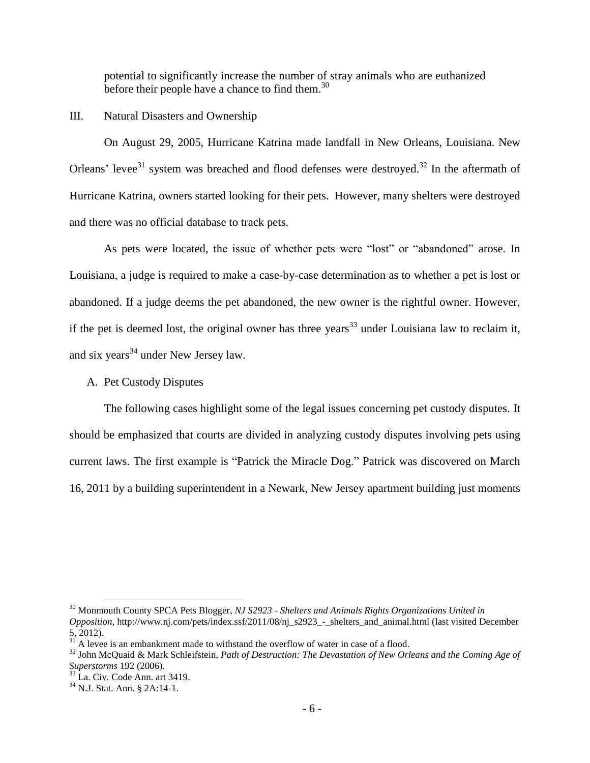potential to significantly increase the number of stray animals who are euthanized before their people have a chance to find them.[30]

## III. Natural Disasters and Ownership

On August 29, 2005, Hurricane Katrina made landfall in New Orleans, Louisiana. New Orleans' levee[31] system was breached and flood defenses were destroyed.[32] In the aftermath of Hurricane Katrina, owners started looking for their pets. However, many shelters were destroyed and there was no official database to track pets.

As pets were located, the issue of whether pets were "lost" or "abandoned" arose. In Louisiana, a judge is required to make a case-by-case determination as to whether a pet is lost or abandoned. If a judge deems the pet abandoned, the new owner is the rightful owner. However, if the pet is deemed lost, the original owner has three years[33] under Louisiana law to reclaim it, and six years[34] under New Jersey law.

### A. Pet Custody Disputes

The following cases highlight some of the legal issues concerning pet custody disputes. It should be emphasized that courts are divided in analyzing custody disputes involving pets using current laws. The first example is "Patrick the Miracle Dog." Patrick was discovered on March 16, 2011 by a building superintendent in a Newark, New Jersey apartment building just moments

---

[30] Monmouth County SPCA Pets Blogger, *NJ S2923 - Shelters and Animals Rights Organizations United in Opposition*, http://www.nj.com/pets/index.ssf/2011/08/nj_s2923_-_shelters_and_animal.html (last visited December 5, 2012).

[31] A levee is an embankment made to withstand the overflow of water in case of a flood.

[32] John McQuaid & Mark Schleifstein, *Path of Destruction: The Devastation of New Orleans and the Coming Age of Superstorms* 192 (2006).

[33] La. Civ. Code Ann. art 3419.

[34] N.J. Stat. Ann. § 2A:14-1.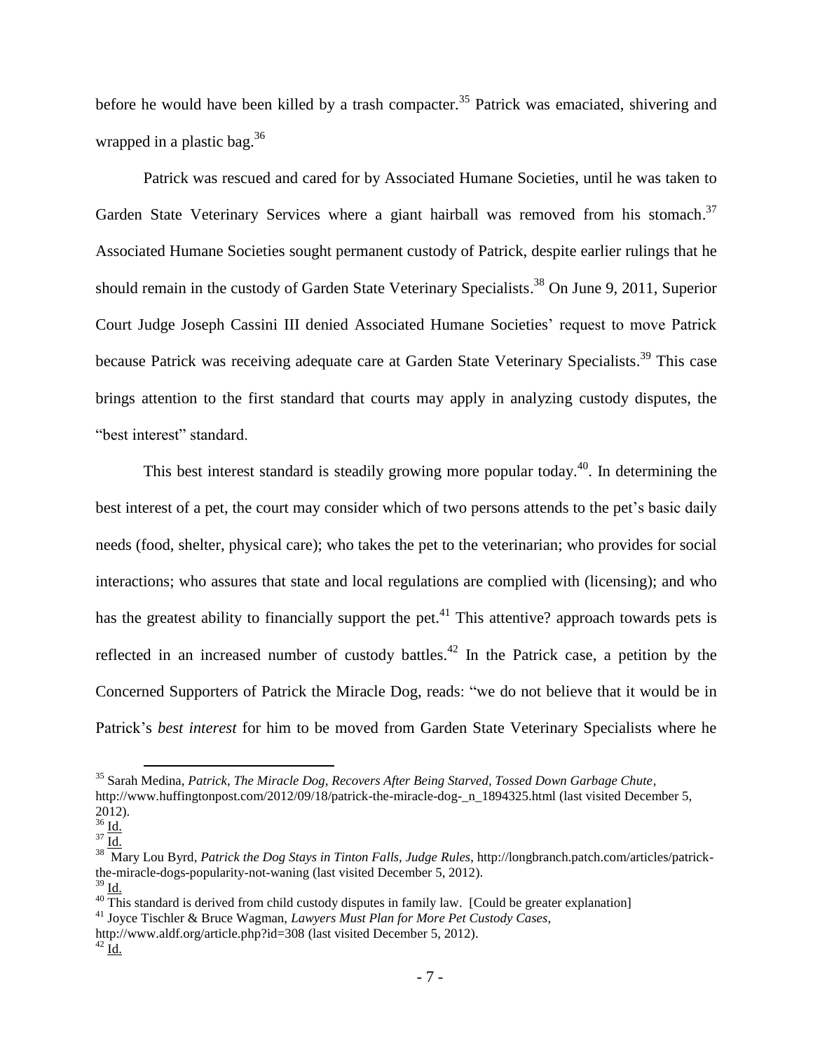before he would have been killed by a trash compacter.[35] Patrick was emaciated, shivering and wrapped in a plastic bag.[36]

Patrick was rescued and cared for by Associated Humane Societies, until he was taken to Garden State Veterinary Services where a giant hairball was removed from his stomach.[37] Associated Humane Societies sought permanent custody of Patrick, despite earlier rulings that he should remain in the custody of Garden State Veterinary Specialists.[38] On June 9, 2011, Superior Court Judge Joseph Cassini III denied Associated Humane Societies' request to move Patrick because Patrick was receiving adequate care at Garden State Veterinary Specialists.[39] This case brings attention to the first standard that courts may apply in analyzing custody disputes, the "best interest" standard.

This best interest standard is steadily growing more popular today.[40]. In determining the best interest of a pet, the court may consider which of two persons attends to the pet's basic daily needs (food, shelter, physical care); who takes the pet to the veterinarian; who provides for social interactions; who assures that state and local regulations are complied with (licensing); and who has the greatest ability to financially support the pet.[41] This attentive? approach towards pets is reflected in an increased number of custody battles.[42] In the Patrick case, a petition by the Concerned Supporters of Patrick the Miracle Dog, reads: "we do not believe that it would be in Patrick's *best interest* for him to be moved from Garden State Veterinary Specialists where he

---

[35] Sarah Medina, *Patrick, The Miracle Dog, Recovers After Being Starved, Tossed Down Garbage Chute*, http://www.huffingtonpost.com/2012/09/18/patrick-the-miracle-dog-_n_1894325.html (last visited December 5, 2012).

[36] Id.

[37] Id.

[38] Mary Lou Byrd, *Patrick the Dog Stays in Tinton Falls, Judge Rules*, http://longbranch.patch.com/articles/patrick-the-miracle-dogs-popularity-not-waning (last visited December 5, 2012).

[39] Id.

[40] This standard is derived from child custody disputes in family law. [Could be greater explanation]

[41] Joyce Tischler & Bruce Wagman, *Lawyers Must Plan for More Pet Custody Cases*, http://www.aldf.org/article.php?id=308 (last visited December 5, 2012).

[42] Id.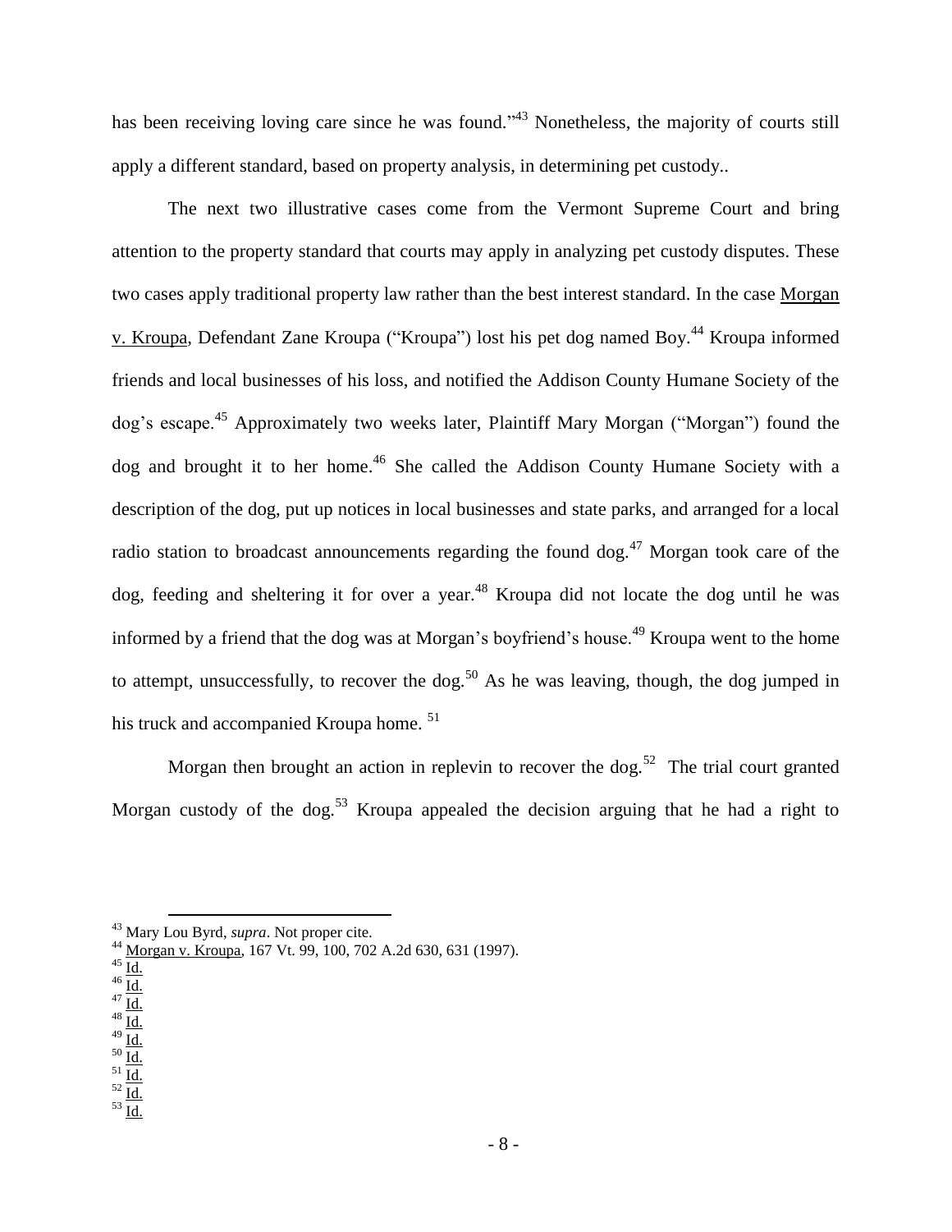has been receiving loving care since he was found."[43] Nonetheless, the majority of courts still apply a different standard, based on property analysis, in determining pet custody..

The next two illustrative cases come from the Vermont Supreme Court and bring attention to the property standard that courts may apply in analyzing pet custody disputes. These two cases apply traditional property law rather than the best interest standard. In the case Morgan v. Kroupa, Defendant Zane Kroupa ("Kroupa") lost his pet dog named Boy.[44] Kroupa informed friends and local businesses of his loss, and notified the Addison County Humane Society of the dog's escape.[45] Approximately two weeks later, Plaintiff Mary Morgan ("Morgan") found the dog and brought it to her home.[46] She called the Addison County Humane Society with a description of the dog, put up notices in local businesses and state parks, and arranged for a local radio station to broadcast announcements regarding the found dog.[47] Morgan took care of the dog, feeding and sheltering it for over a year.[48] Kroupa did not locate the dog until he was informed by a friend that the dog was at Morgan's boyfriend's house.[49] Kroupa went to the home to attempt, unsuccessfully, to recover the dog.[50] As he was leaving, though, the dog jumped in his truck and accompanied Kroupa home.[51]

Morgan then brought an action in replevin to recover the dog.[52] The trial court granted Morgan custody of the dog.[53] Kroupa appealed the decision arguing that he had a right to

---

[43] Mary Lou Byrd, *supra*. Not proper cite.
[44] Morgan v. Kroupa, 167 Vt. 99, 100, 702 A.2d 630, 631 (1997).
[45] Id.
[46] Id.
[47] Id.
[48] Id.
[49] Id.
[50] Id.
[51] Id.
[52] Id.
[53] Id.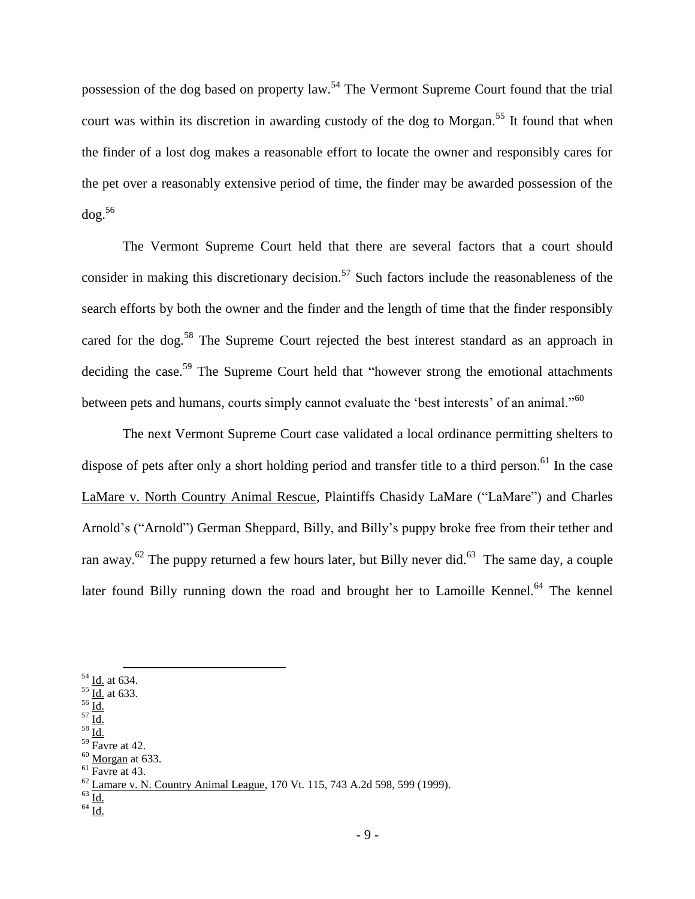possession of the dog based on property law.[54] The Vermont Supreme Court found that the trial court was within its discretion in awarding custody of the dog to Morgan.[55] It found that when the finder of a lost dog makes a reasonable effort to locate the owner and responsibly cares for the pet over a reasonably extensive period of time, the finder may be awarded possession of the dog.[56]

The Vermont Supreme Court held that there are several factors that a court should consider in making this discretionary decision.[57] Such factors include the reasonableness of the search efforts by both the owner and the finder and the length of time that the finder responsibly cared for the dog.[58] The Supreme Court rejected the best interest standard as an approach in deciding the case.[59] The Supreme Court held that "however strong the emotional attachments between pets and humans, courts simply cannot evaluate the 'best interests' of an animal."[60]

The next Vermont Supreme Court case validated a local ordinance permitting shelters to dispose of pets after only a short holding period and transfer title to a third person.[61] In the case LaMare v. North Country Animal Rescue, Plaintiffs Chasidy LaMare ("LaMare") and Charles Arnold's ("Arnold") German Sheppard, Billy, and Billy's puppy broke free from their tether and ran away.[62] The puppy returned a few hours later, but Billy never did.[63] The same day, a couple later found Billy running down the road and brought her to Lamoille Kennel.[64] The kennel

---

[54] Id. at 634.
[55] Id. at 633.
[56] Id.
[57] Id.
[58] Id.
[59] Favre at 42.
[60] Morgan at 633.
[61] Favre at 43.
[62] Lamare v. N. Country Animal League, 170 Vt. 115, 743 A.2d 598, 599 (1999).
[63] Id.
[64] Id.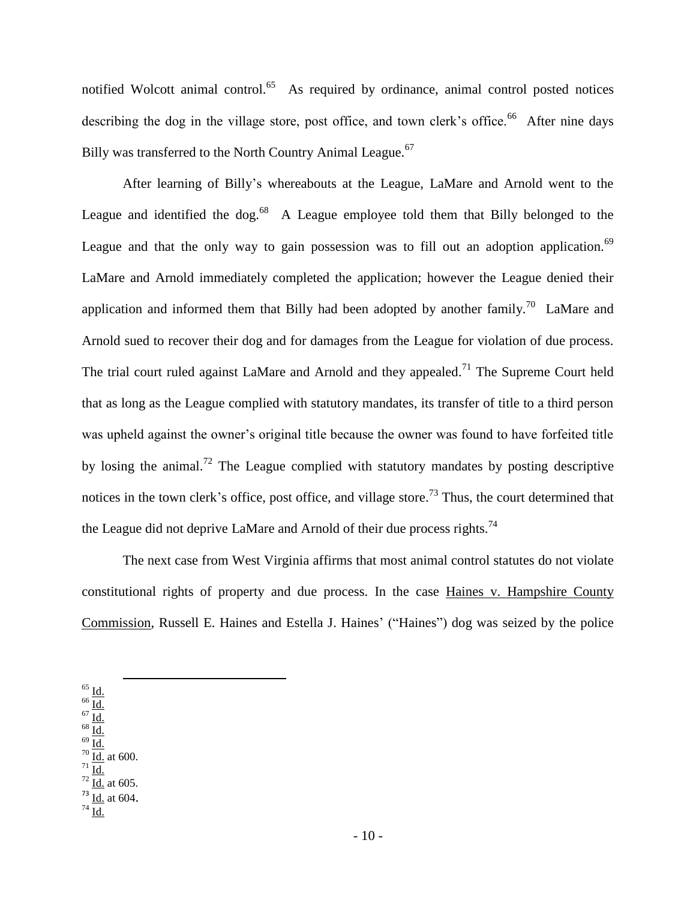notified Wolcott animal control.[65] As required by ordinance, animal control posted notices describing the dog in the village store, post office, and town clerk's office.[66] After nine days Billy was transferred to the North Country Animal League.[67]

After learning of Billy's whereabouts at the League, LaMare and Arnold went to the League and identified the dog.[68] A League employee told them that Billy belonged to the League and that the only way to gain possession was to fill out an adoption application.[69] LaMare and Arnold immediately completed the application; however the League denied their application and informed them that Billy had been adopted by another family.[70] LaMare and Arnold sued to recover their dog and for damages from the League for violation of due process. The trial court ruled against LaMare and Arnold and they appealed.[71] The Supreme Court held that as long as the League complied with statutory mandates, its transfer of title to a third person was upheld against the owner's original title because the owner was found to have forfeited title by losing the animal.[72] The League complied with statutory mandates by posting descriptive notices in the town clerk's office, post office, and village store.[73] Thus, the court determined that the League did not deprive LaMare and Arnold of their due process rights.[74]

The next case from West Virginia affirms that most animal control statutes do not violate constitutional rights of property and due process. In the case Haines v. Hampshire County Commission, Russell E. Haines and Estella J. Haines' ("Haines") dog was seized by the police

---

[65] Id.
[66] Id.
[67] Id.
[68] Id.
[69] Id.
[70] Id. at 600.
[71] Id.
[72] Id. at 605.
[73] Id. at 604.
[74] Id.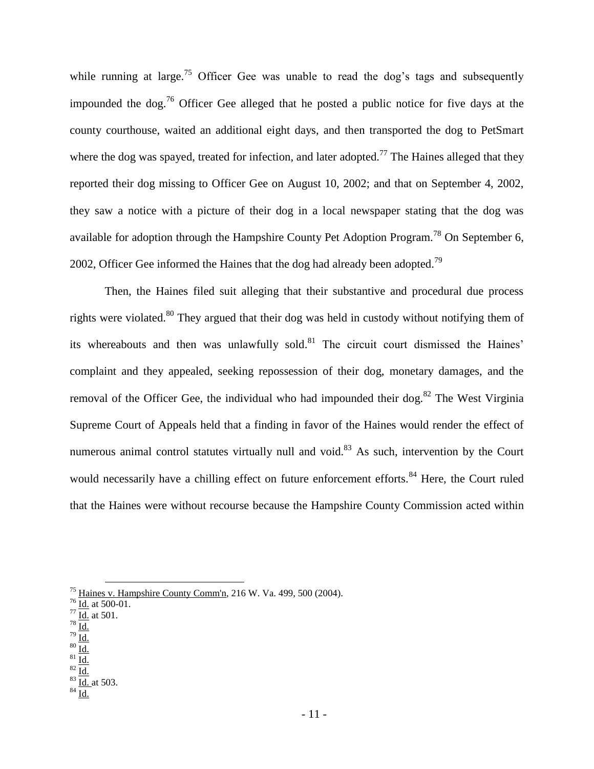while running at large.[75] Officer Gee was unable to read the dog's tags and subsequently impounded the dog.[76] Officer Gee alleged that he posted a public notice for five days at the county courthouse, waited an additional eight days, and then transported the dog to PetSmart where the dog was spayed, treated for infection, and later adopted.[77] The Haines alleged that they reported their dog missing to Officer Gee on August 10, 2002; and that on September 4, 2002, they saw a notice with a picture of their dog in a local newspaper stating that the dog was available for adoption through the Hampshire County Pet Adoption Program.[78] On September 6, 2002, Officer Gee informed the Haines that the dog had already been adopted.[79]

Then, the Haines filed suit alleging that their substantive and procedural due process rights were violated.[80] They argued that their dog was held in custody without notifying them of its whereabouts and then was unlawfully sold.[81] The circuit court dismissed the Haines' complaint and they appealed, seeking repossession of their dog, monetary damages, and the removal of the Officer Gee, the individual who had impounded their dog.[82] The West Virginia Supreme Court of Appeals held that a finding in favor of the Haines would render the effect of numerous animal control statutes virtually null and void.[83] As such, intervention by the Court would necessarily have a chilling effect on future enforcement efforts.[84] Here, the Court ruled that the Haines were without recourse because the Hampshire County Commission acted within

---

[75] Haines v. Hampshire County Comm'n, 216 W. Va. 499, 500 (2004).
[76] Id. at 500-01.
[77] Id. at 501.
[78] Id.
[79] Id.
[80] Id.
[81] Id.
[82] Id.
[83] Id. at 503.
[84] Id.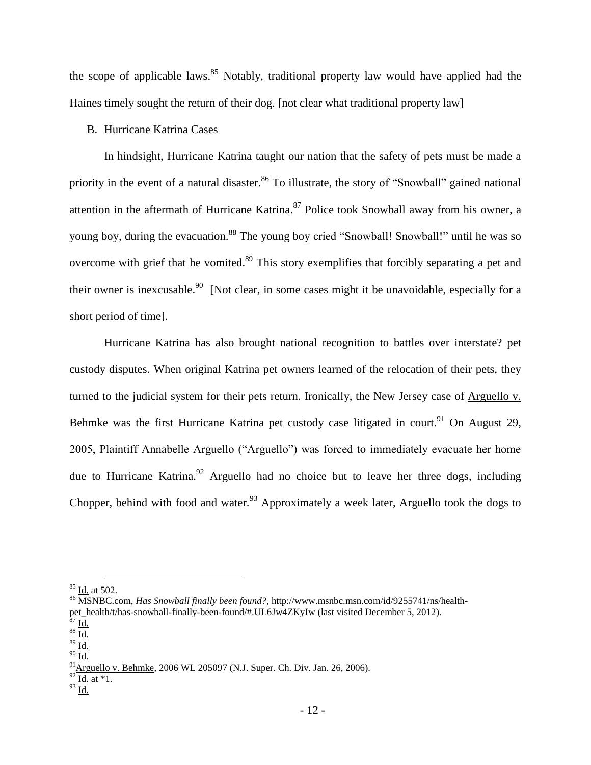the scope of applicable laws.[85] Notably, traditional property law would have applied had the Haines timely sought the return of their dog. [not clear what traditional property law]

B. Hurricane Katrina Cases

In hindsight, Hurricane Katrina taught our nation that the safety of pets must be made a priority in the event of a natural disaster.[86] To illustrate, the story of "Snowball" gained national attention in the aftermath of Hurricane Katrina.[87] Police took Snowball away from his owner, a young boy, during the evacuation.[88] The young boy cried "Snowball! Snowball!" until he was so overcome with grief that he vomited.[89] This story exemplifies that forcibly separating a pet and their owner is inexcusable.[90] [Not clear, in some cases might it be unavoidable, especially for a short period of time].

Hurricane Katrina has also brought national recognition to battles over interstate? pet custody disputes. When original Katrina pet owners learned of the relocation of their pets, they turned to the judicial system for their pets return. Ironically, the New Jersey case of Arguello v. Behmke was the first Hurricane Katrina pet custody case litigated in court.[91] On August 29, 2005, Plaintiff Annabelle Arguello ("Arguello") was forced to immediately evacuate her home due to Hurricane Katrina.[92] Arguello had no choice but to leave her three dogs, including Chopper, behind with food and water.[93] Approximately a week later, Arguello took the dogs to

---

[85] Id. at 502.

[86] MSNBC.com, *Has Snowball finally been found?,* http://www.msnbc.msn.com/id/9255741/ns/health-pet_health/t/has-snowball-finally-been-found/#.UL6Jw4ZKyIw (last visited December 5, 2012).

[87] Id.

[88] Id.

[89] Id.

[90] Id.

[91] Arguello v. Behmke, 2006 WL 205097 (N.J. Super. Ch. Div. Jan. 26, 2006).

[92] Id. at *1.

[93] Id.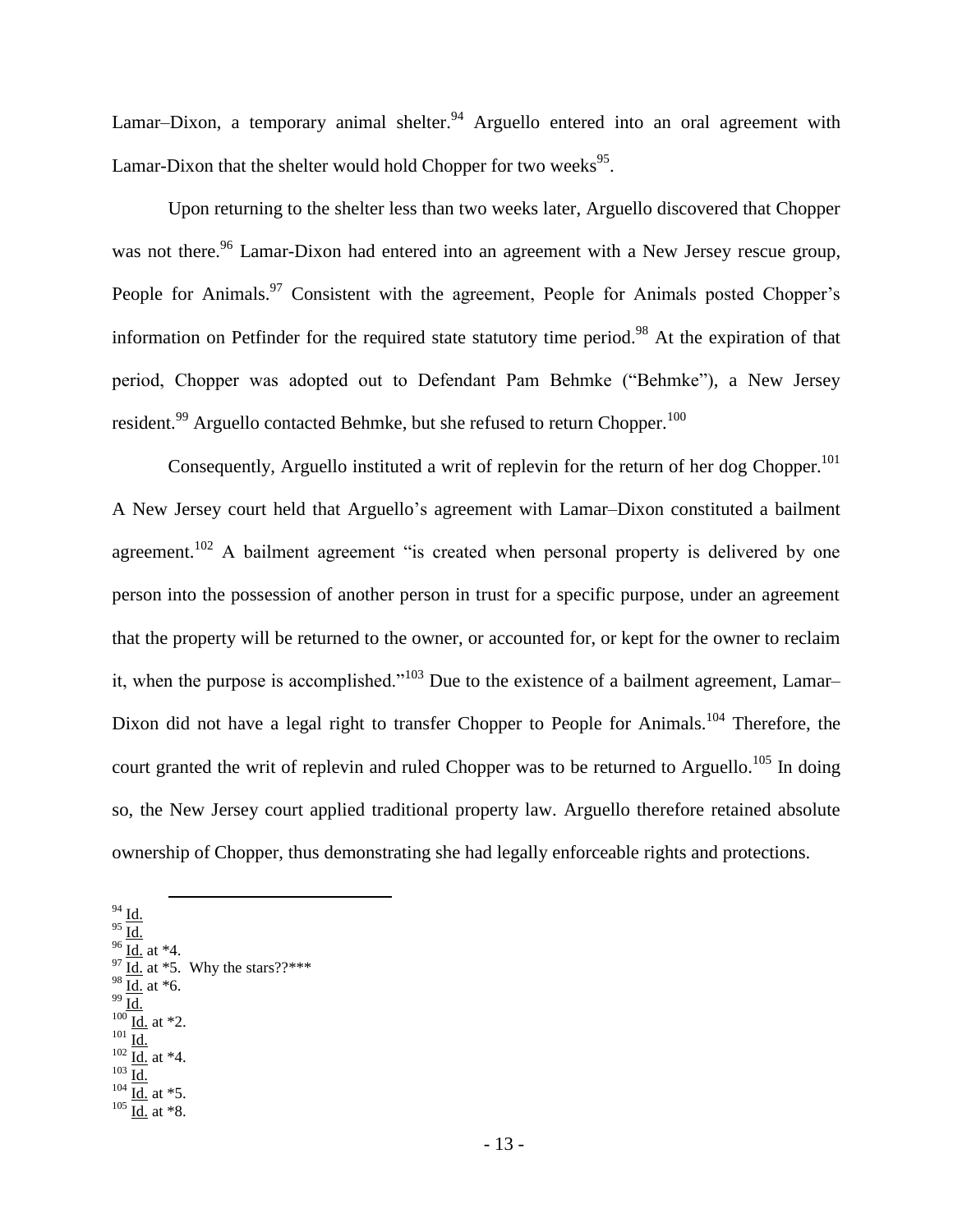Lamar–Dixon, a temporary animal shelter.[94] Arguello entered into an oral agreement with Lamar-Dixon that the shelter would hold Chopper for two weeks[95].

Upon returning to the shelter less than two weeks later, Arguello discovered that Chopper was not there.[96] Lamar-Dixon had entered into an agreement with a New Jersey rescue group, People for Animals.[97] Consistent with the agreement, People for Animals posted Chopper's information on Petfinder for the required state statutory time period.[98] At the expiration of that period, Chopper was adopted out to Defendant Pam Behmke ("Behmke"), a New Jersey resident.[99] Arguello contacted Behmke, but she refused to return Chopper.[100]

Consequently, Arguello instituted a writ of replevin for the return of her dog Chopper.[101] A New Jersey court held that Arguello's agreement with Lamar–Dixon constituted a bailment agreement.[102] A bailment agreement "is created when personal property is delivered by one person into the possession of another person in trust for a specific purpose, under an agreement that the property will be returned to the owner, or accounted for, or kept for the owner to reclaim it, when the purpose is accomplished."[103] Due to the existence of a bailment agreement, Lamar–Dixon did not have a legal right to transfer Chopper to People for Animals.[104] Therefore, the court granted the writ of replevin and ruled Chopper was to be returned to Arguello.[105] In doing so, the New Jersey court applied traditional property law. Arguello therefore retained absolute ownership of Chopper, thus demonstrating she had legally enforceable rights and protections.

---

[94] Id.
[95] Id.
[96] Id. at *4.
[97] Id. at *5. Why the stars??***
[98] Id. at *6.
[99] Id.
[100] Id. at *2.
[101] Id.
[102] Id. at *4.
[103] Id.
[104] Id. at *5.
[105] Id. at *8.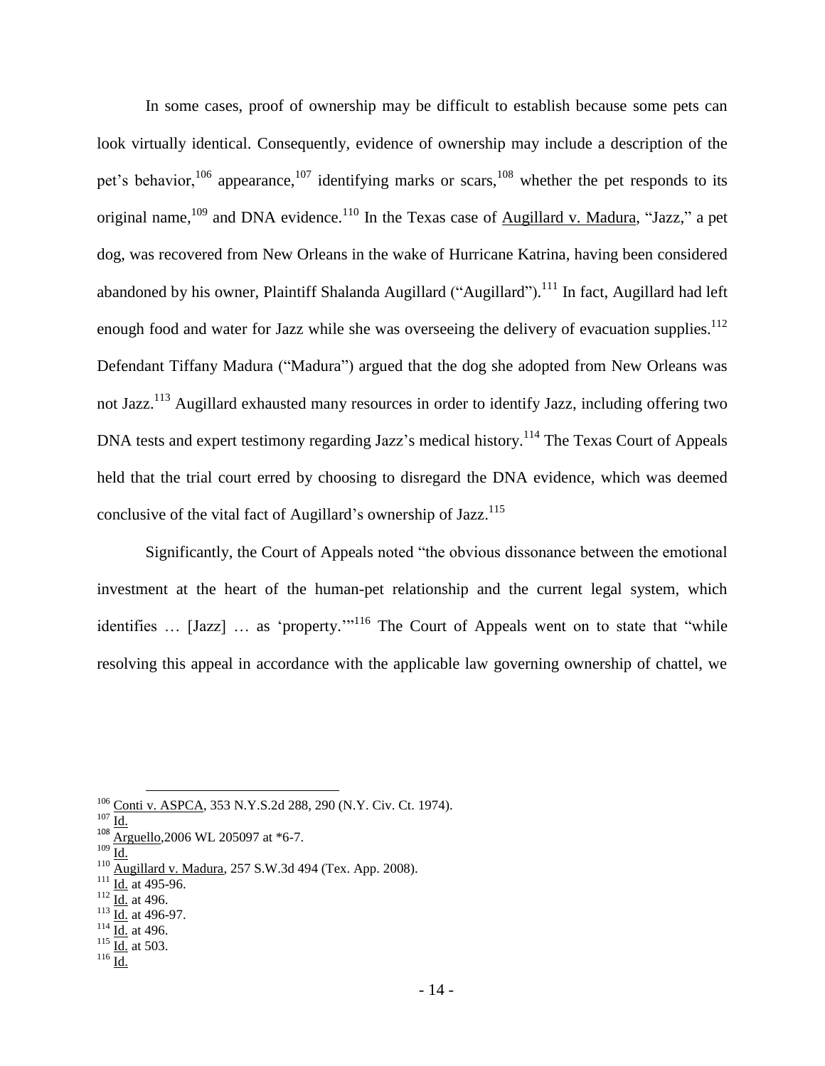In some cases, proof of ownership may be difficult to establish because some pets can look virtually identical. Consequently, evidence of ownership may include a description of the pet's behavior,[106] appearance,[107] identifying marks or scars,[108] whether the pet responds to its original name,[109] and DNA evidence.[110] In the Texas case of Augillard v. Madura, "Jazz," a pet dog, was recovered from New Orleans in the wake of Hurricane Katrina, having been considered abandoned by his owner, Plaintiff Shalanda Augillard ("Augillard").[111] In fact, Augillard had left enough food and water for Jazz while she was overseeing the delivery of evacuation supplies.[112] Defendant Tiffany Madura ("Madura") argued that the dog she adopted from New Orleans was not Jazz.[113] Augillard exhausted many resources in order to identify Jazz, including offering two DNA tests and expert testimony regarding Jazz's medical history.[114] The Texas Court of Appeals held that the trial court erred by choosing to disregard the DNA evidence, which was deemed conclusive of the vital fact of Augillard's ownership of Jazz.[115]

Significantly, the Court of Appeals noted "the obvious dissonance between the emotional investment at the heart of the human-pet relationship and the current legal system, which identifies … [Jazz] … as 'property.'"[116] The Court of Appeals went on to state that "while resolving this appeal in accordance with the applicable law governing ownership of chattel, we

---

[106] Conti v. ASPCA, 353 N.Y.S.2d 288, 290 (N.Y. Civ. Ct. 1974).
[107] Id.
[108] Arguello,2006 WL 205097 at *6-7.
[109] Id.
[110] Augillard v. Madura, 257 S.W.3d 494 (Tex. App. 2008).
[111] Id. at 495-96.
[112] Id. at 496.
[113] Id. at 496-97.
[114] Id. at 496.
[115] Id. at 503.
[116] Id.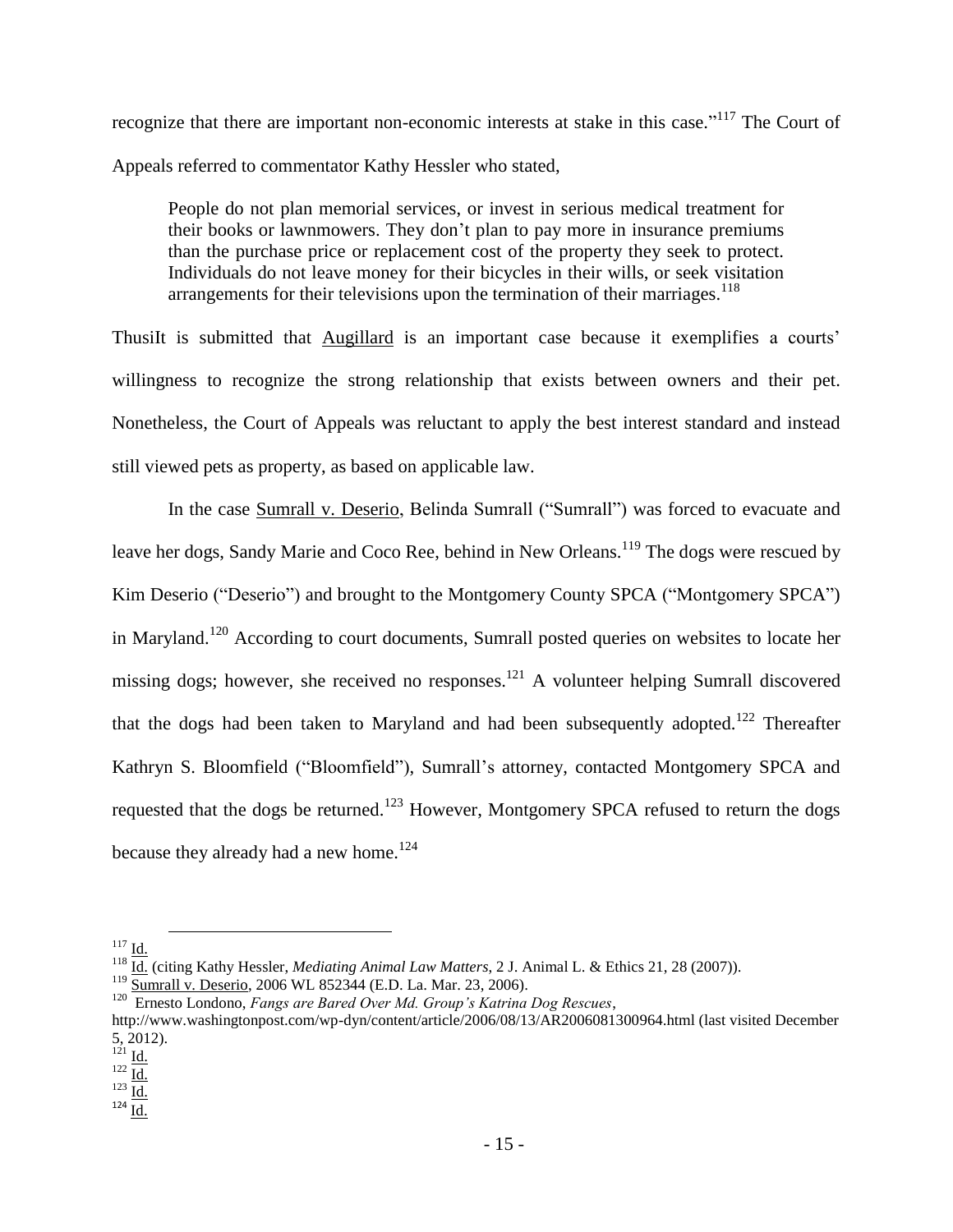recognize that there are important non-economic interests at stake in this case."[117] The Court of Appeals referred to commentator Kathy Hessler who stated,

> People do not plan memorial services, or invest in serious medical treatment for their books or lawnmowers. They don't plan to pay more in insurance premiums than the purchase price or replacement cost of the property they seek to protect. Individuals do not leave money for their bicycles in their wills, or seek visitation arrangements for their televisions upon the termination of their marriages.[118]

ThusIt is submitted that Augillard is an important case because it exemplifies a courts' willingness to recognize the strong relationship that exists between owners and their pet. Nonetheless, the Court of Appeals was reluctant to apply the best interest standard and instead still viewed pets as property, as based on applicable law.

In the case Sumrall v. Deserio, Belinda Sumrall ("Sumrall") was forced to evacuate and leave her dogs, Sandy Marie and Coco Ree, behind in New Orleans.[119] The dogs were rescued by Kim Deserio ("Deserio") and brought to the Montgomery County SPCA ("Montgomery SPCA") in Maryland.[120] According to court documents, Sumrall posted queries on websites to locate her missing dogs; however, she received no responses.[121] A volunteer helping Sumrall discovered that the dogs had been taken to Maryland and had been subsequently adopted.[122] Thereafter Kathryn S. Bloomfield ("Bloomfield"), Sumrall's attorney, contacted Montgomery SPCA and requested that the dogs be returned.[123] However, Montgomery SPCA refused to return the dogs because they already had a new home.[124]

---

[117] Id.

[118] Id. (citing Kathy Hessler, *Mediating Animal Law Matters*, 2 J. Animal L. & Ethics 21, 28 (2007)).

[119] Sumrall v. Deserio, 2006 WL 852344 (E.D. La. Mar. 23, 2006).

[120] Ernesto Londono, *Fangs are Bared Over Md. Group's Katrina Dog Rescues*, http://www.washingtonpost.com/wp-dyn/content/article/2006/08/13/AR2006081300964.html (last visited December 5, 2012).

[121] Id.

[122] Id.

[123] Id.

[124] Id.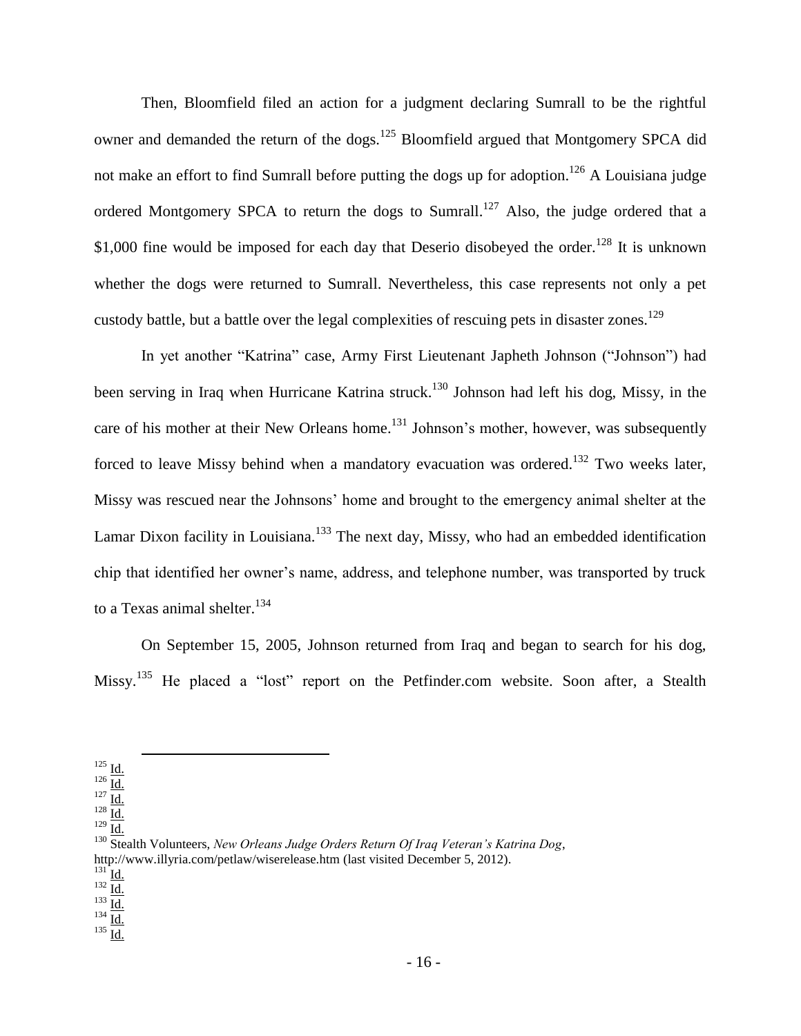Then, Bloomfield filed an action for a judgment declaring Sumrall to be the rightful owner and demanded the return of the dogs.[125] Bloomfield argued that Montgomery SPCA did not make an effort to find Sumrall before putting the dogs up for adoption.[126] A Louisiana judge ordered Montgomery SPCA to return the dogs to Sumrall.[127] Also, the judge ordered that a $1,000 fine would be imposed for each day that Deserio disobeyed the order.[128] It is unknown whether the dogs were returned to Sumrall. Nevertheless, this case represents not only a pet custody battle, but a battle over the legal complexities of rescuing pets in disaster zones.[129]

In yet another "Katrina" case, Army First Lieutenant Japheth Johnson ("Johnson") had been serving in Iraq when Hurricane Katrina struck.[130] Johnson had left his dog, Missy, in the care of his mother at their New Orleans home.[131] Johnson's mother, however, was subsequently forced to leave Missy behind when a mandatory evacuation was ordered.[132] Two weeks later, Missy was rescued near the Johnsons' home and brought to the emergency animal shelter at the Lamar Dixon facility in Louisiana.[133] The next day, Missy, who had an embedded identification chip that identified her owner's name, address, and telephone number, was transported by truck to a Texas animal shelter.[134]

On September 15, 2005, Johnson returned from Iraq and began to search for his dog, Missy.[135] He placed a "lost" report on the Petfinder.com website. Soon after, a Stealth

---

[125] Id.
[126] Id.
[127] Id.
[128] Id.
[129] Id.
[130] Stealth Volunteers, *New Orleans Judge Orders Return Of Iraq Veteran's Katrina Dog*, http://www.illyria.com/petlaw/wiserelease.htm (last visited December 5, 2012).
[131] Id.
[132] Id.
[133] Id.
[134] Id.
[135] Id.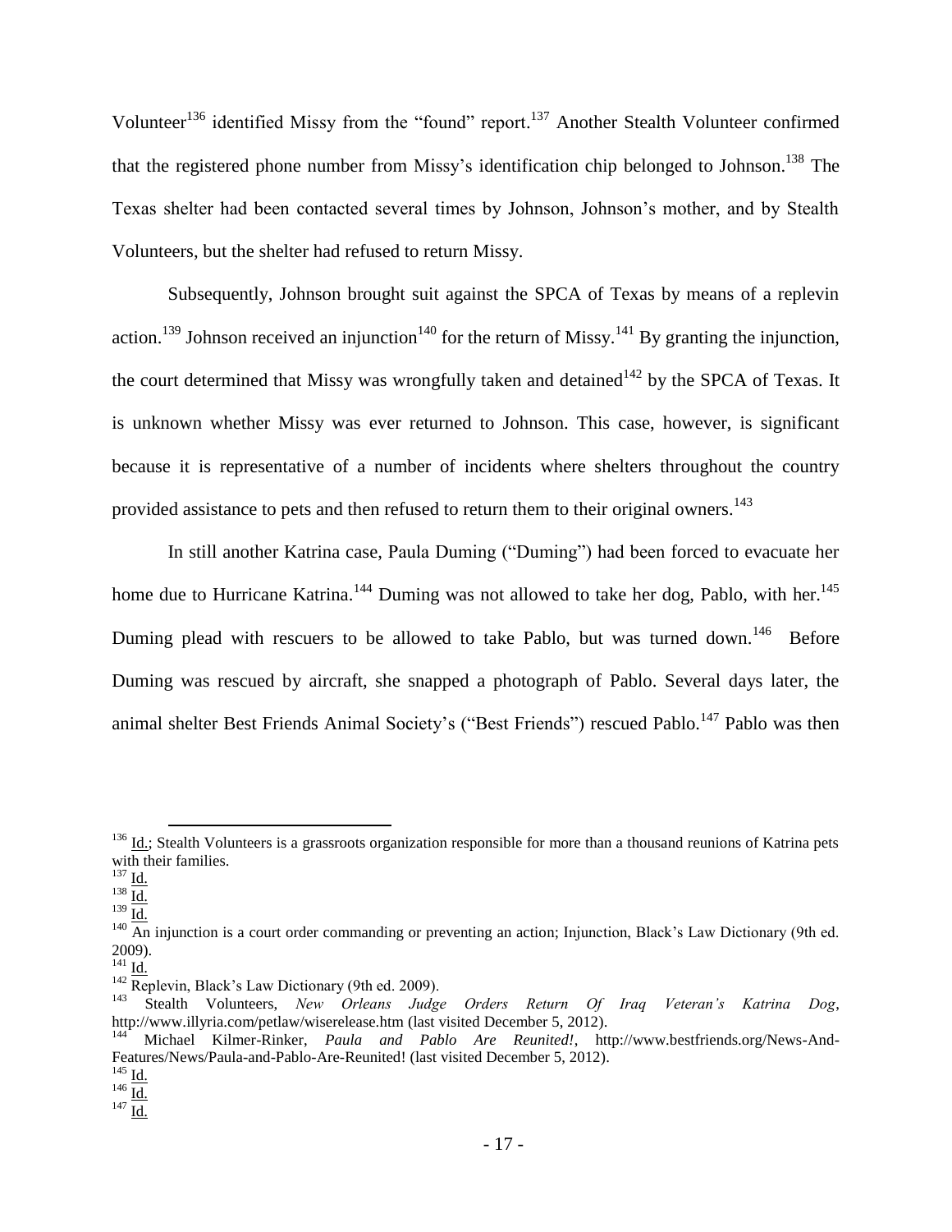Volunteer[136] identified Missy from the "found" report.[137] Another Stealth Volunteer confirmed that the registered phone number from Missy's identification chip belonged to Johnson.[138] The Texas shelter had been contacted several times by Johnson, Johnson's mother, and by Stealth Volunteers, but the shelter had refused to return Missy.

Subsequently, Johnson brought suit against the SPCA of Texas by means of a replevin action.[139] Johnson received an injunction[140] for the return of Missy.[141] By granting the injunction, the court determined that Missy was wrongfully taken and detained[142] by the SPCA of Texas. It is unknown whether Missy was ever returned to Johnson. This case, however, is significant because it is representative of a number of incidents where shelters throughout the country provided assistance to pets and then refused to return them to their original owners.[143]

In still another Katrina case, Paula Duming ("Duming") had been forced to evacuate her home due to Hurricane Katrina.[144] Duming was not allowed to take her dog, Pablo, with her.[145] Duming plead with rescuers to be allowed to take Pablo, but was turned down.[146] Before Duming was rescued by aircraft, she snapped a photograph of Pablo. Several days later, the animal shelter Best Friends Animal Society's ("Best Friends") rescued Pablo.[147] Pablo was then

---

[136] Id.; Stealth Volunteers is a grassroots organization responsible for more than a thousand reunions of Katrina pets with their families.

[137] Id.

[138] Id.

[139] Id.

[140] An injunction is a court order commanding or preventing an action; Injunction, Black's Law Dictionary (9th ed. 2009).

[141] Id.

[142] Replevin, Black's Law Dictionary (9th ed. 2009).

[143] Stealth Volunteers, *New Orleans Judge Orders Return Of Iraq Veteran's Katrina Dog*, http://www.illyria.com/petlaw/wiserelease.htm (last visited December 5, 2012).

[144] Michael Kilmer-Rinker, *Paula and Pablo Are Reunited!*, http://www.bestfriends.org/News-And-Features/News/Paula-and-Pablo-Are-Reunited! (last visited December 5, 2012).

[145] Id.

[146] Id.

[147] Id.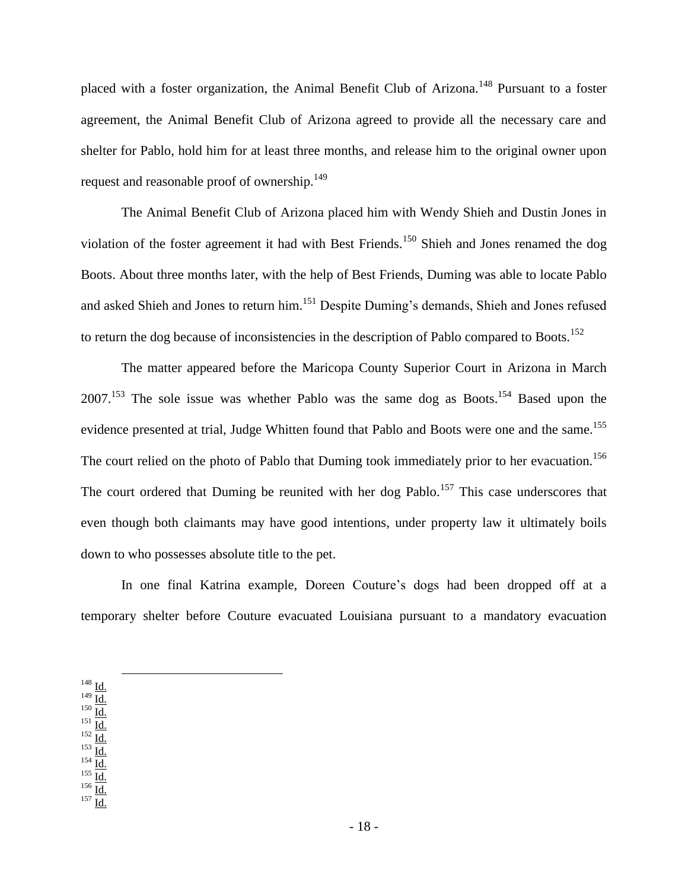placed with a foster organization, the Animal Benefit Club of Arizona.[148] Pursuant to a foster agreement, the Animal Benefit Club of Arizona agreed to provide all the necessary care and shelter for Pablo, hold him for at least three months, and release him to the original owner upon request and reasonable proof of ownership.[149]

The Animal Benefit Club of Arizona placed him with Wendy Shieh and Dustin Jones in violation of the foster agreement it had with Best Friends.[150] Shieh and Jones renamed the dog Boots. About three months later, with the help of Best Friends, Duming was able to locate Pablo and asked Shieh and Jones to return him.[151] Despite Duming's demands, Shieh and Jones refused to return the dog because of inconsistencies in the description of Pablo compared to Boots.[152]

The matter appeared before the Maricopa County Superior Court in Arizona in March 2007.[153] The sole issue was whether Pablo was the same dog as Boots.[154] Based upon the evidence presented at trial, Judge Whitten found that Pablo and Boots were one and the same.[155] The court relied on the photo of Pablo that Duming took immediately prior to her evacuation.[156] The court ordered that Duming be reunited with her dog Pablo.[157] This case underscores that even though both claimants may have good intentions, under property law it ultimately boils down to who possesses absolute title to the pet.

In one final Katrina example, Doreen Couture's dogs had been dropped off at a temporary shelter before Couture evacuated Louisiana pursuant to a mandatory evacuation

---

[148] Id.
[149] Id.
[150] Id.
[151] Id.
[152] Id.
[153] Id.
[154] Id.
[155] Id.
[156] Id.
[157] Id.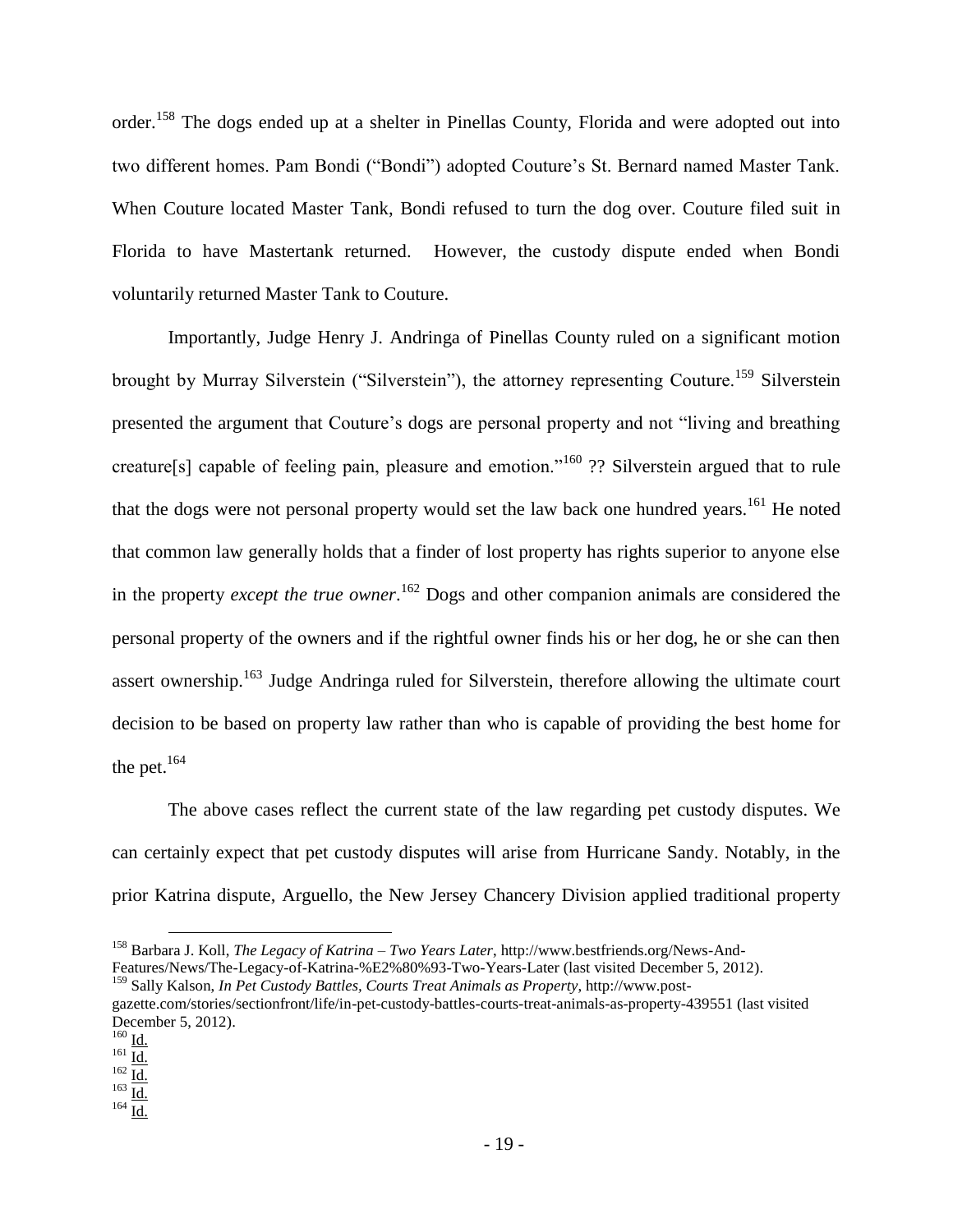order.[158] The dogs ended up at a shelter in Pinellas County, Florida and were adopted out into two different homes. Pam Bondi ("Bondi") adopted Couture's St. Bernard named Master Tank. When Couture located Master Tank, Bondi refused to turn the dog over. Couture filed suit in Florida to have Mastertank returned. However, the custody dispute ended when Bondi voluntarily returned Master Tank to Couture.

Importantly, Judge Henry J. Andringa of Pinellas County ruled on a significant motion brought by Murray Silverstein ("Silverstein"), the attorney representing Couture.[159] Silverstein presented the argument that Couture's dogs are personal property and not "living and breathing creature[s] capable of feeling pain, pleasure and emotion."[160] ?? Silverstein argued that to rule that the dogs were not personal property would set the law back one hundred years.[161] He noted that common law generally holds that a finder of lost property has rights superior to anyone else in the property *except the true owner*.[162] Dogs and other companion animals are considered the personal property of the owners and if the rightful owner finds his or her dog, he or she can then assert ownership.[163] Judge Andringa ruled for Silverstein, therefore allowing the ultimate court decision to be based on property law rather than who is capable of providing the best home for the pet.[164]

The above cases reflect the current state of the law regarding pet custody disputes. We can certainly expect that pet custody disputes will arise from Hurricane Sandy. Notably, in the prior Katrina dispute, Arguello, the New Jersey Chancery Division applied traditional property

---

[158] Barbara J. Koll, *The Legacy of Katrina – Two Years Later*, http://www.bestfriends.org/News-And-Features/News/The-Legacy-of-Katrina-%E2%80%93-Two-Years-Later (last visited December 5, 2012).

[159] Sally Kalson, *In Pet Custody Battles, Courts Treat Animals as Property*, http://www.post-gazette.com/stories/sectionfront/life/in-pet-custody-battles-courts-treat-animals-as-property-439551 (last visited December 5, 2012).

[160] Id.

[161] Id.

[162] Id.

[163] Id.

[164] Id.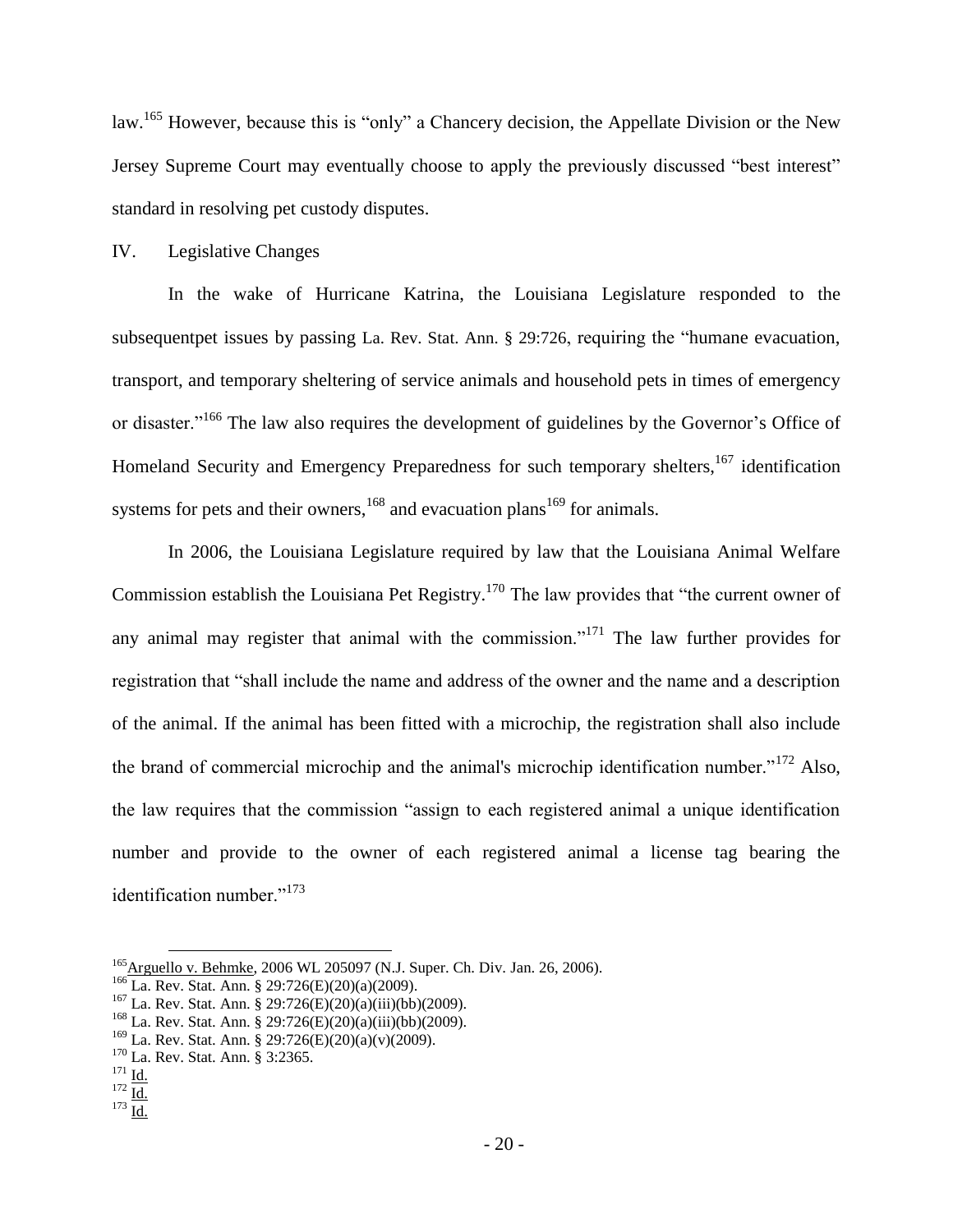law.[165] However, because this is "only" a Chancery decision, the Appellate Division or the New Jersey Supreme Court may eventually choose to apply the previously discussed "best interest" standard in resolving pet custody disputes.

## IV. Legislative Changes

In the wake of Hurricane Katrina, the Louisiana Legislature responded to the subsequentpet issues by passing La. Rev. Stat. Ann. § 29:726, requiring the "humane evacuation, transport, and temporary sheltering of service animals and household pets in times of emergency or disaster."[166] The law also requires the development of guidelines by the Governor's Office of Homeland Security and Emergency Preparedness for such temporary shelters,[167] identification systems for pets and their owners,[168] and evacuation plans[169] for animals.

In 2006, the Louisiana Legislature required by law that the Louisiana Animal Welfare Commission establish the Louisiana Pet Registry.[170] The law provides that "the current owner of any animal may register that animal with the commission."[171] The law further provides for registration that "shall include the name and address of the owner and the name and a description of the animal. If the animal has been fitted with a microchip, the registration shall also include the brand of commercial microchip and the animal's microchip identification number."[172] Also, the law requires that the commission "assign to each registered animal a unique identification number and provide to the owner of each registered animal a license tag bearing the identification number."[173]

---

[165] Arguello v. Behmke, 2006 WL 205097 (N.J. Super. Ch. Div. Jan. 26, 2006).
[166] La. Rev. Stat. Ann. § 29:726(E)(20)(a)(2009).
[167] La. Rev. Stat. Ann. § 29:726(E)(20)(a)(iii)(bb)(2009).
[168] La. Rev. Stat. Ann. § 29:726(E)(20)(a)(iii)(bb)(2009).
[169] La. Rev. Stat. Ann. § 29:726(E)(20)(a)(v)(2009).
[170] La. Rev. Stat. Ann. § 3:2365.
[171] Id.
[172] Id.
[173] Id.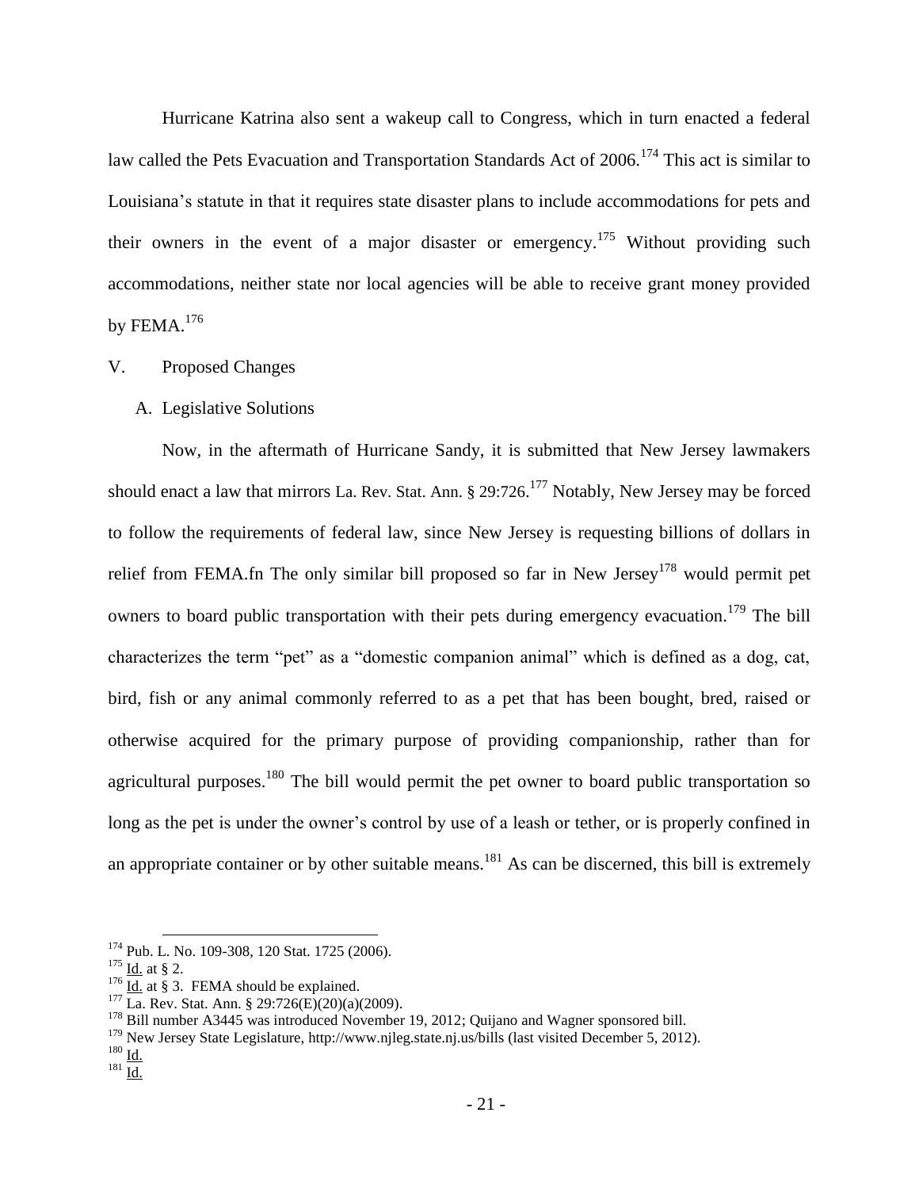Hurricane Katrina also sent a wakeup call to Congress, which in turn enacted a federal law called the Pets Evacuation and Transportation Standards Act of 2006.[174] This act is similar to Louisiana's statute in that it requires state disaster plans to include accommodations for pets and their owners in the event of a major disaster or emergency.[175] Without providing such accommodations, neither state nor local agencies will be able to receive grant money provided by FEMA.[176]

V. Proposed Changes

A. Legislative Solutions

Now, in the aftermath of Hurricane Sandy, it is submitted that New Jersey lawmakers should enact a law that mirrors La. Rev. Stat. Ann. § 29:726.[177] Notably, New Jersey may be forced to follow the requirements of federal law, since New Jersey is requesting billions of dollars in relief from FEMA.fn The only similar bill proposed so far in New Jersey[178] would permit pet owners to board public transportation with their pets during emergency evacuation.[179] The bill characterizes the term "pet" as a "domestic companion animal" which is defined as a dog, cat, bird, fish or any animal commonly referred to as a pet that has been bought, bred, raised or otherwise acquired for the primary purpose of providing companionship, rather than for agricultural purposes.[180] The bill would permit the pet owner to board public transportation so long as the pet is under the owner's control by use of a leash or tether, or is properly confined in an appropriate container or by other suitable means.[181] As can be discerned, this bill is extremely

---

[174] Pub. L. No. 109-308, 120 Stat. 1725 (2006).

[175] Id. at § 2.

[176] Id. at § 3. FEMA should be explained.

[177] La. Rev. Stat. Ann. § 29:726(E)(20)(a)(2009).

[178] Bill number A3445 was introduced November 19, 2012; Quijano and Wagner sponsored bill.

[179] New Jersey State Legislature, http://www.njleg.state.nj.us/bills (last visited December 5, 2012).

[180] Id.

[181] Id.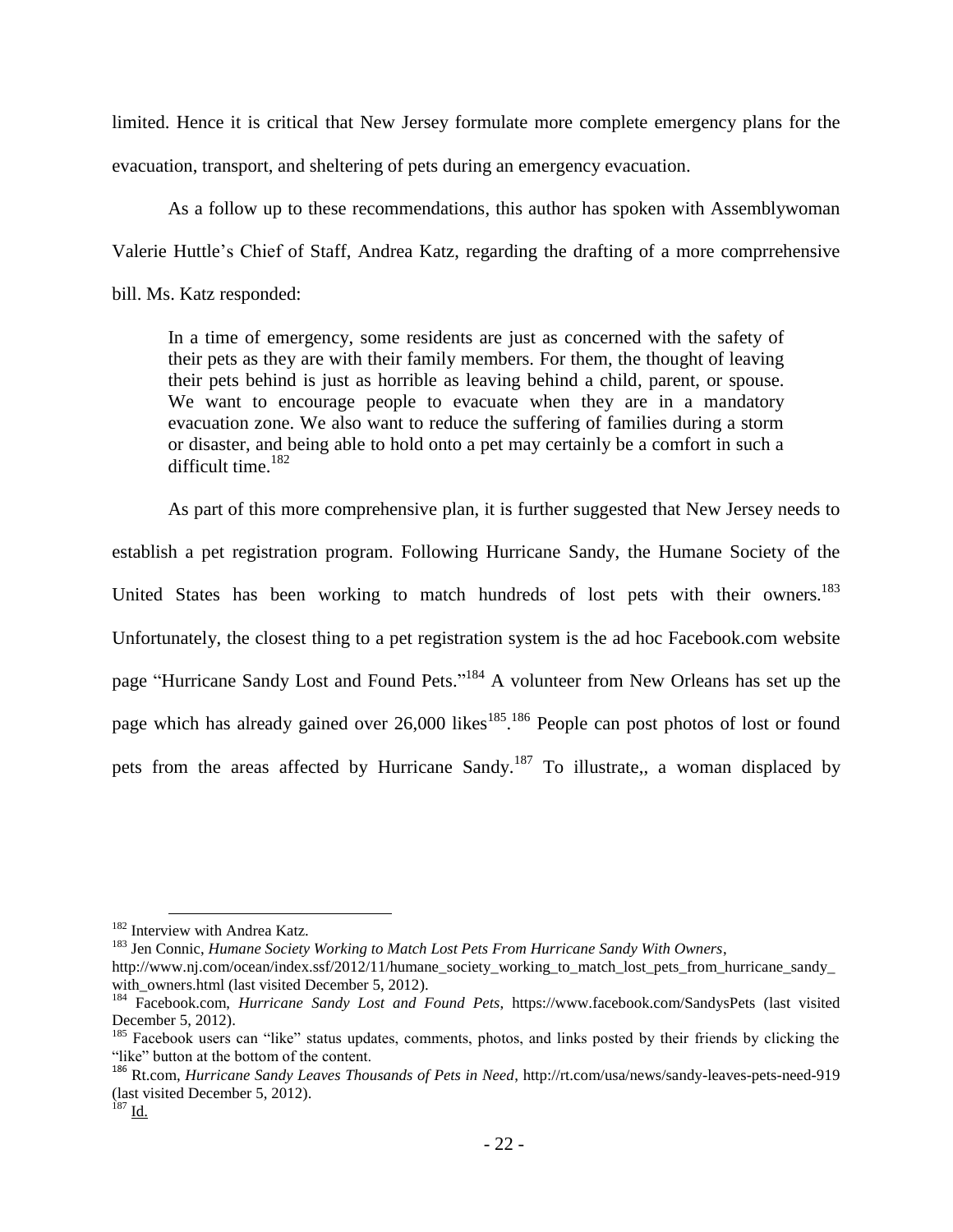limited. Hence it is critical that New Jersey formulate more complete emergency plans for the evacuation, transport, and sheltering of pets during an emergency evacuation.

As a follow up to these recommendations, this author has spoken with Assemblywoman Valerie Huttle's Chief of Staff, Andrea Katz, regarding the drafting of a more comprrehensive bill. Ms. Katz responded:

> In a time of emergency, some residents are just as concerned with the safety of their pets as they are with their family members. For them, the thought of leaving their pets behind is just as horrible as leaving behind a child, parent, or spouse. We want to encourage people to evacuate when they are in a mandatory evacuation zone. We also want to reduce the suffering of families during a storm or disaster, and being able to hold onto a pet may certainly be a comfort in such a difficult time.[182]

As part of this more comprehensive plan, it is further suggested that New Jersey needs to establish a pet registration program. Following Hurricane Sandy, the Humane Society of the United States has been working to match hundreds of lost pets with their owners.[183] Unfortunately, the closest thing to a pet registration system is the ad hoc Facebook.com website page "Hurricane Sandy Lost and Found Pets."[184] A volunteer from New Orleans has set up the page which has already gained over 26,000 likes[185].[186] People can post photos of lost or found pets from the areas affected by Hurricane Sandy.[187] To illustrate,, a woman displaced by

---

[182] Interview with Andrea Katz.

[183] Jen Connic, *Humane Society Working to Match Lost Pets From Hurricane Sandy With Owners*, http://www.nj.com/ocean/index.ssf/2012/11/humane_society_working_to_match_lost_pets_from_hurricane_sandy_with_owners.html (last visited December 5, 2012).

[184] Facebook.com, *Hurricane Sandy Lost and Found Pets*, https://www.facebook.com/SandysPets (last visited December 5, 2012).

[185] Facebook users can "like" status updates, comments, photos, and links posted by their friends by clicking the "like" button at the bottom of the content.

[186] Rt.com, *Hurricane Sandy Leaves Thousands of Pets in Need*, http://rt.com/usa/news/sandy-leaves-pets-need-919 (last visited December 5, 2012).

[187] Id.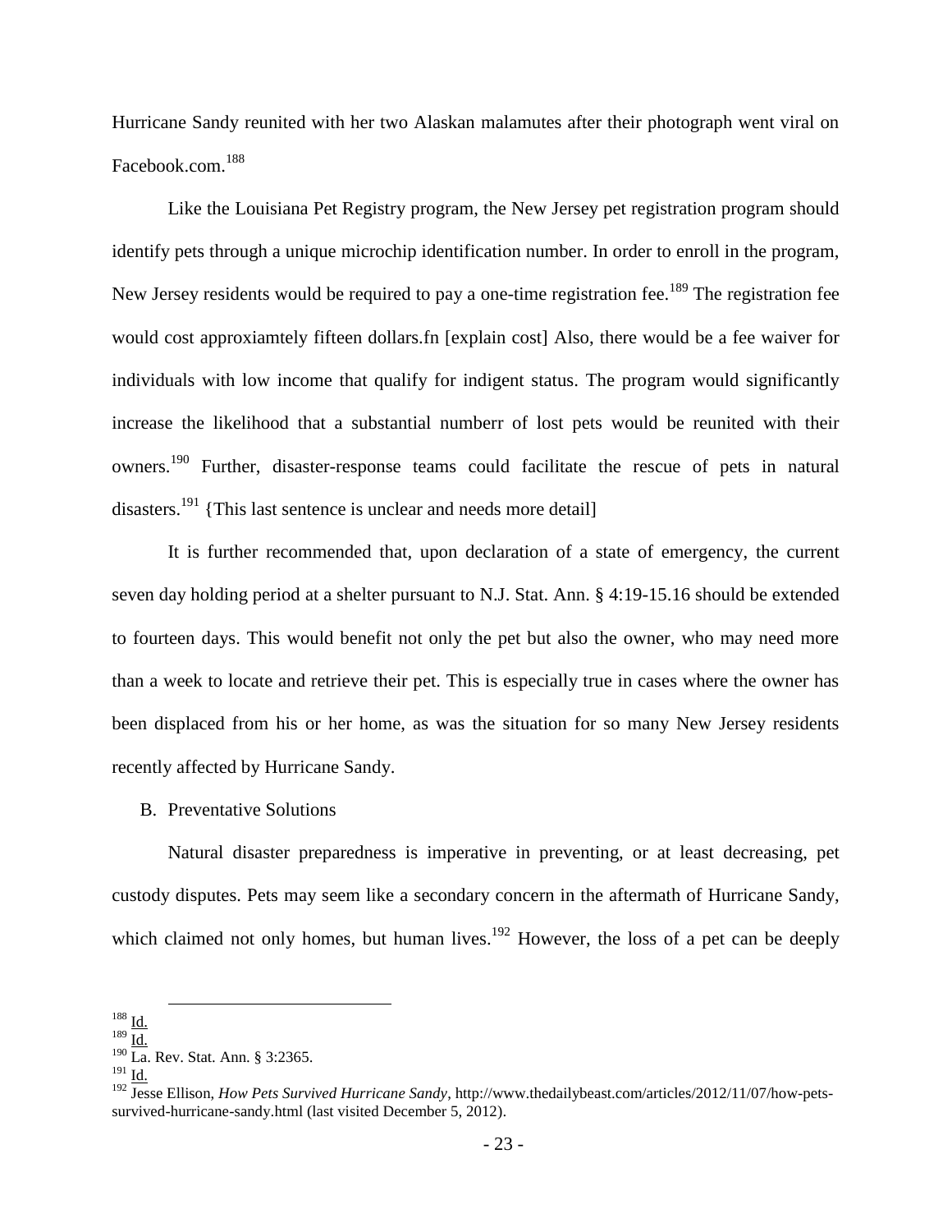Hurricane Sandy reunited with her two Alaskan malamutes after their photograph went viral on Facebook.com.[188]

Like the Louisiana Pet Registry program, the New Jersey pet registration program should identify pets through a unique microchip identification number. In order to enroll in the program, New Jersey residents would be required to pay a one-time registration fee.[189] The registration fee would cost approxiamtely fifteen dollars.fn [explain cost] Also, there would be a fee waiver for individuals with low income that qualify for indigent status. The program would significantly increase the likelihood that a substantial numberr of lost pets would be reunited with their owners.[190] Further, disaster-response teams could facilitate the rescue of pets in natural disasters.[191] {This last sentence is unclear and needs more detail]

It is further recommended that, upon declaration of a state of emergency, the current seven day holding period at a shelter pursuant to N.J. Stat. Ann. § 4:19-15.16 should be extended to fourteen days. This would benefit not only the pet but also the owner, who may need more than a week to locate and retrieve their pet. This is especially true in cases where the owner has been displaced from his or her home, as was the situation for so many New Jersey residents recently affected by Hurricane Sandy.

B. Preventative Solutions

Natural disaster preparedness is imperative in preventing, or at least decreasing, pet custody disputes. Pets may seem like a secondary concern in the aftermath of Hurricane Sandy, which claimed not only homes, but human lives.[192] However, the loss of a pet can be deeply

---

[188] Id.

[189] Id.

[190] La. Rev. Stat. Ann. § 3:2365.

[191] Id.

[192] Jesse Ellison, *How Pets Survived Hurricane Sandy*, http://www.thedailybeast.com/articles/2012/11/07/how-pets-survived-hurricane-sandy.html (last visited December 5, 2012).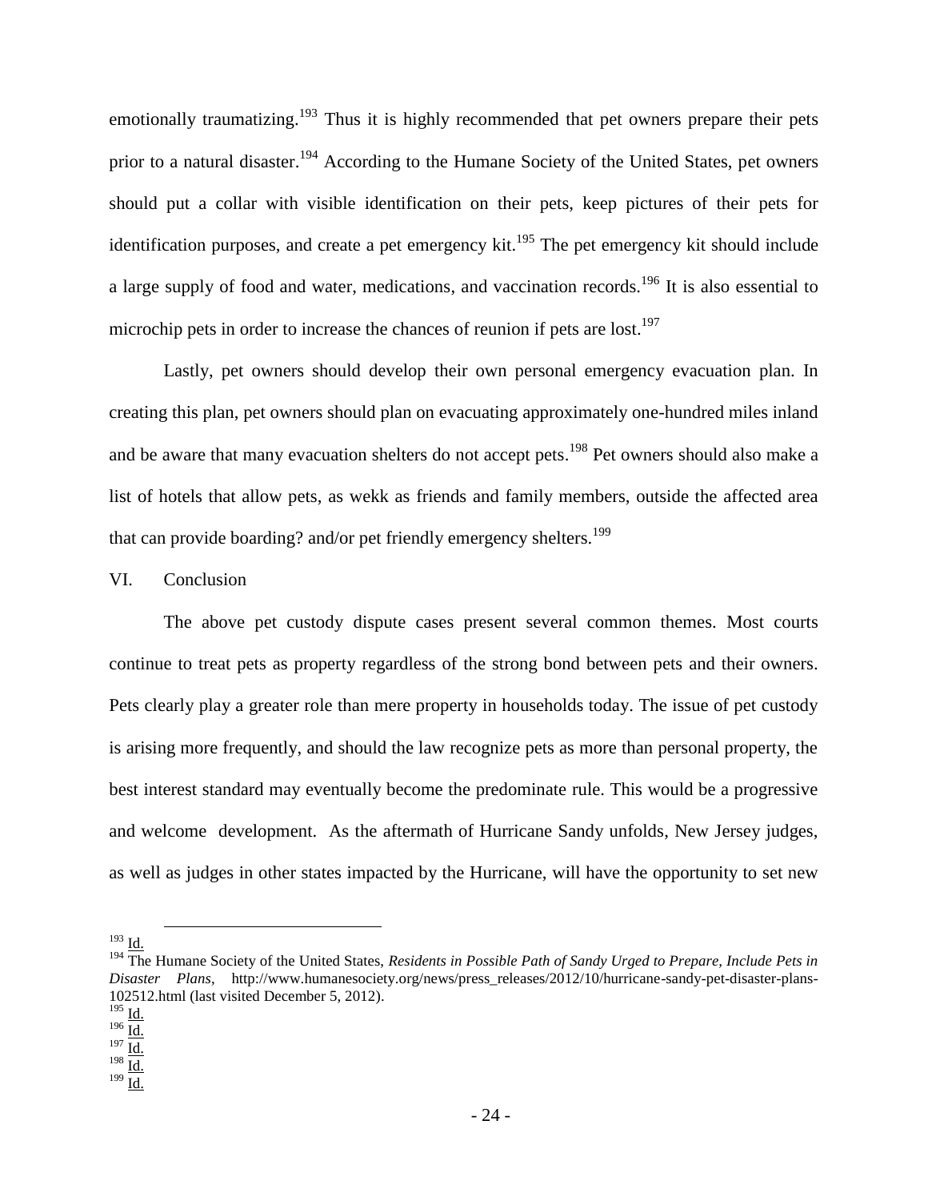emotionally traumatizing.[193] Thus it is highly recommended that pet owners prepare their pets prior to a natural disaster.[194] According to the Humane Society of the United States, pet owners should put a collar with visible identification on their pets, keep pictures of their pets for identification purposes, and create a pet emergency kit.[195] The pet emergency kit should include a large supply of food and water, medications, and vaccination records.[196] It is also essential to microchip pets in order to increase the chances of reunion if pets are lost.[197]

Lastly, pet owners should develop their own personal emergency evacuation plan. In creating this plan, pet owners should plan on evacuating approximately one-hundred miles inland and be aware that many evacuation shelters do not accept pets.[198] Pet owners should also make a list of hotels that allow pets, as wekk as friends and family members, outside the affected area that can provide boarding? and/or pet friendly emergency shelters.[199]

## VI. Conclusion

The above pet custody dispute cases present several common themes. Most courts continue to treat pets as property regardless of the strong bond between pets and their owners. Pets clearly play a greater role than mere property in households today. The issue of pet custody is arising more frequently, and should the law recognize pets as more than personal property, the best interest standard may eventually become the predominate rule. This would be a progressive and welcome development. As the aftermath of Hurricane Sandy unfolds, New Jersey judges, as well as judges in other states impacted by the Hurricane, will have the opportunity to set new

---

[193] Id.

[194] The Humane Society of the United States, *Residents in Possible Path of Sandy Urged to Prepare, Include Pets in Disaster Plans*, http://www.humanesociety.org/news/press_releases/2012/10/hurricane-sandy-pet-disaster-plans-102512.html (last visited December 5, 2012).

[195] Id.

[196] Id.

[197] Id.

[198] Id.

[199] Id.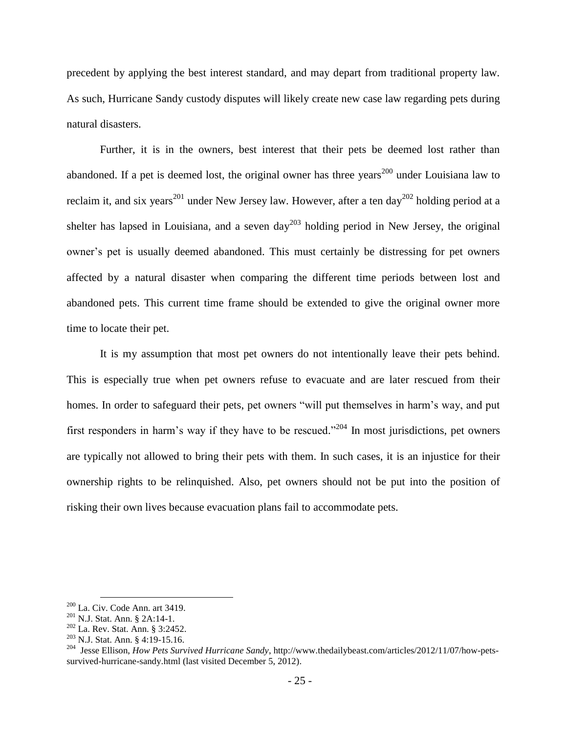precedent by applying the best interest standard, and may depart from traditional property law. As such, Hurricane Sandy custody disputes will likely create new case law regarding pets during natural disasters.

Further, it is in the owners, best interest that their pets be deemed lost rather than abandoned. If a pet is deemed lost, the original owner has three years[200] under Louisiana law to reclaim it, and six years[201] under New Jersey law. However, after a ten day[202] holding period at a shelter has lapsed in Louisiana, and a seven day[203] holding period in New Jersey, the original owner's pet is usually deemed abandoned. This must certainly be distressing for pet owners affected by a natural disaster when comparing the different time periods between lost and abandoned pets. This current time frame should be extended to give the original owner more time to locate their pet.

It is my assumption that most pet owners do not intentionally leave their pets behind. This is especially true when pet owners refuse to evacuate and are later rescued from their homes. In order to safeguard their pets, pet owners "will put themselves in harm's way, and put first responders in harm's way if they have to be rescued."[204] In most jurisdictions, pet owners are typically not allowed to bring their pets with them. In such cases, it is an injustice for their ownership rights to be relinquished. Also, pet owners should not be put into the position of risking their own lives because evacuation plans fail to accommodate pets.

---

[200] La. Civ. Code Ann. art 3419.

[201] N.J. Stat. Ann. § 2A:14-1.

[202] La. Rev. Stat. Ann. § 3:2452.

[203] N.J. Stat. Ann. § 4:19-15.16.

[204] Jesse Ellison, *How Pets Survived Hurricane Sandy*, http://www.thedailybeast.com/articles/2012/11/07/how-pets-survived-hurricane-sandy.html (last visited December 5, 2012).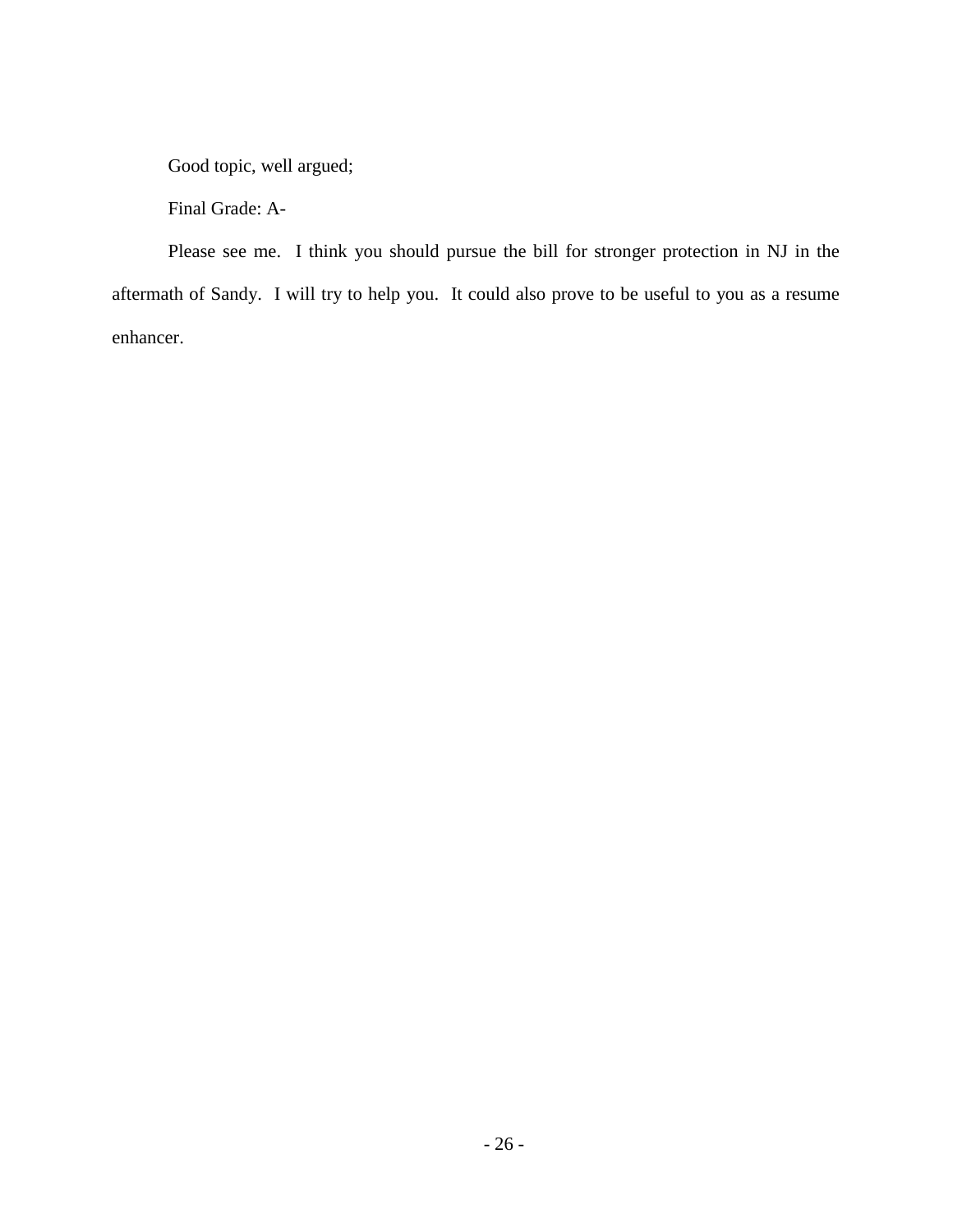Good topic, well argued;

Final Grade: A-

Please see me. I think you should pursue the bill for stronger protection in NJ in the aftermath of Sandy. I will try to help you. It could also prove to be useful to you as a resume enhancer.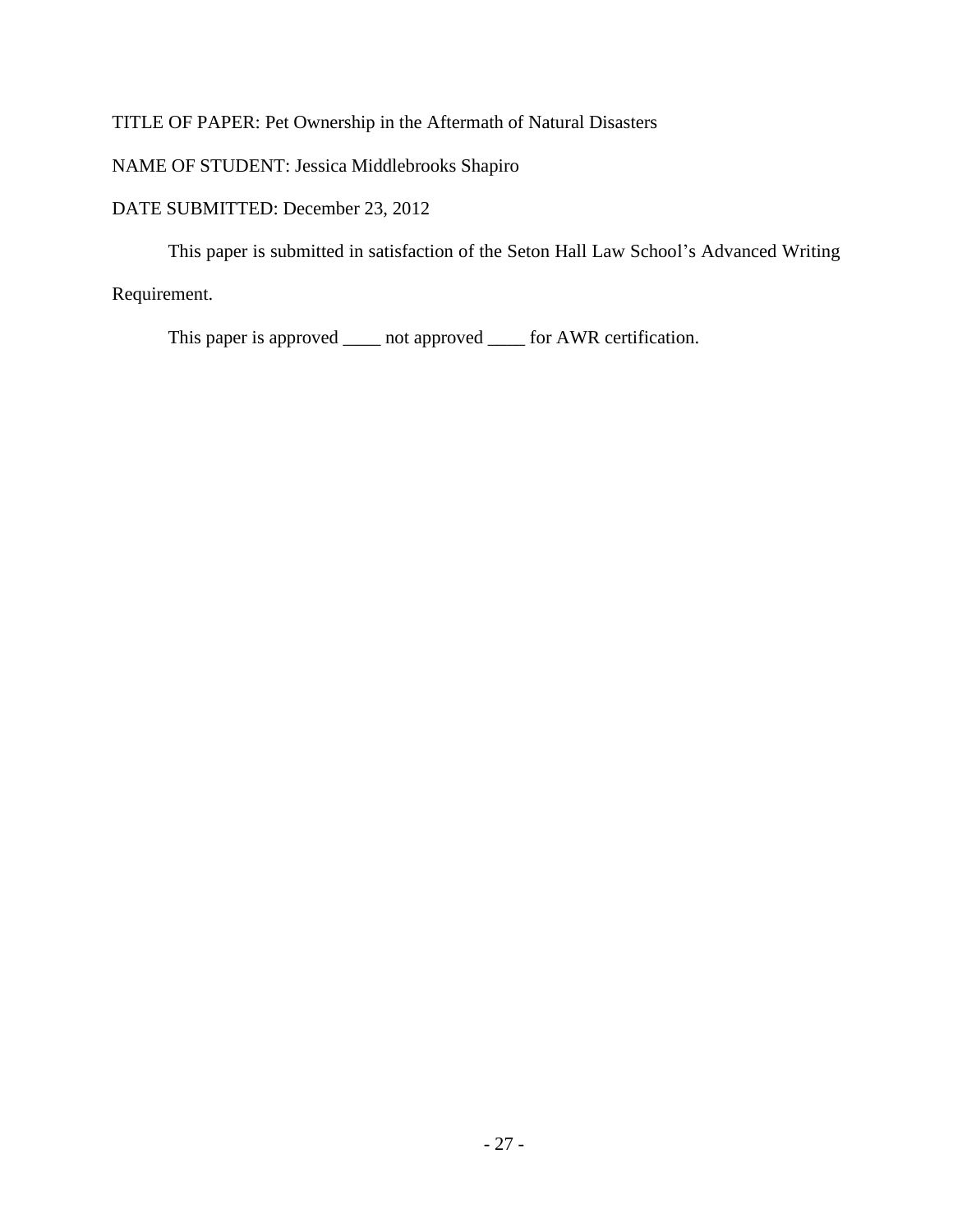TITLE OF PAPER: Pet Ownership in the Aftermath of Natural Disasters

NAME OF STUDENT: Jessica Middlebrooks Shapiro

DATE SUBMITTED: December 23, 2012

This paper is submitted in satisfaction of the Seton Hall Law School's Advanced Writing Requirement.

This paper is approved ____ not approved ____ for AWR certification.